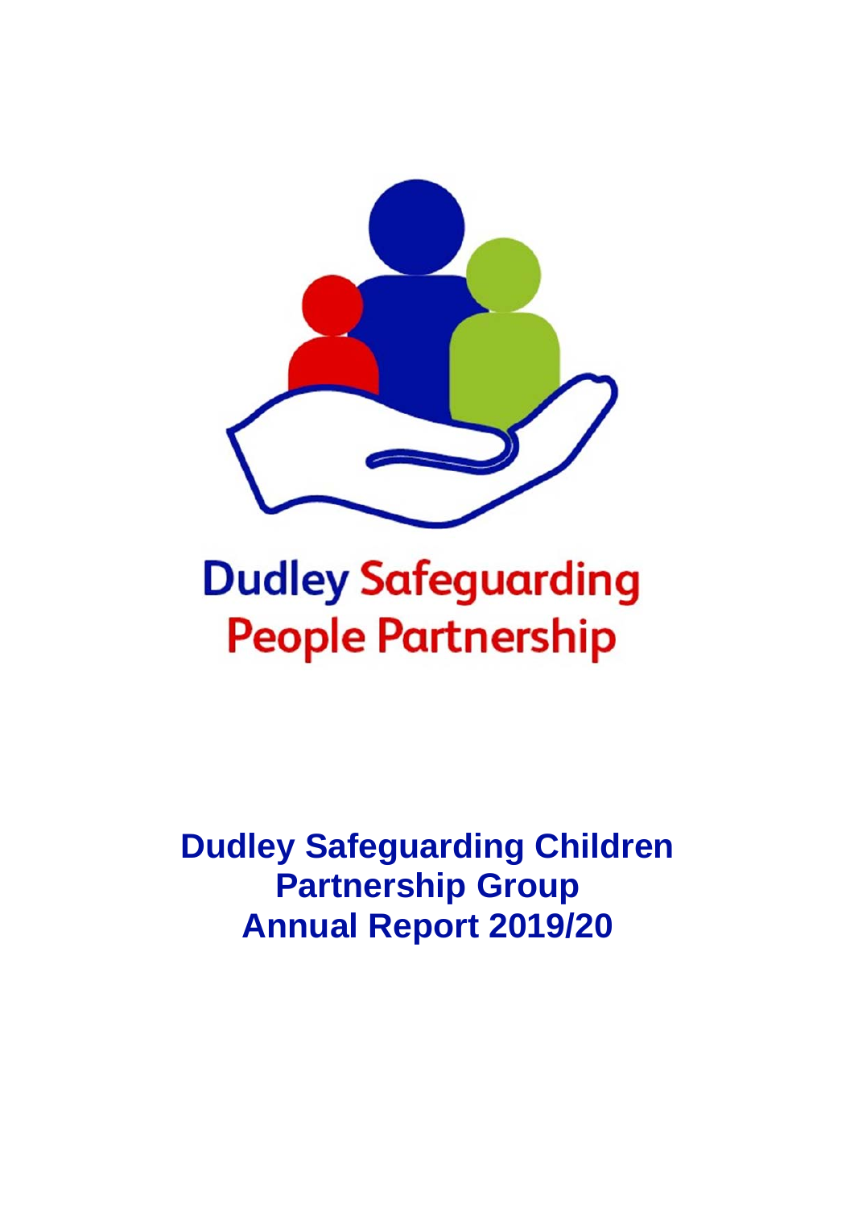Dudley Safeguarding People Partnership

# Dudley Safeguarding Children Partnership Group Annual Report 2019/20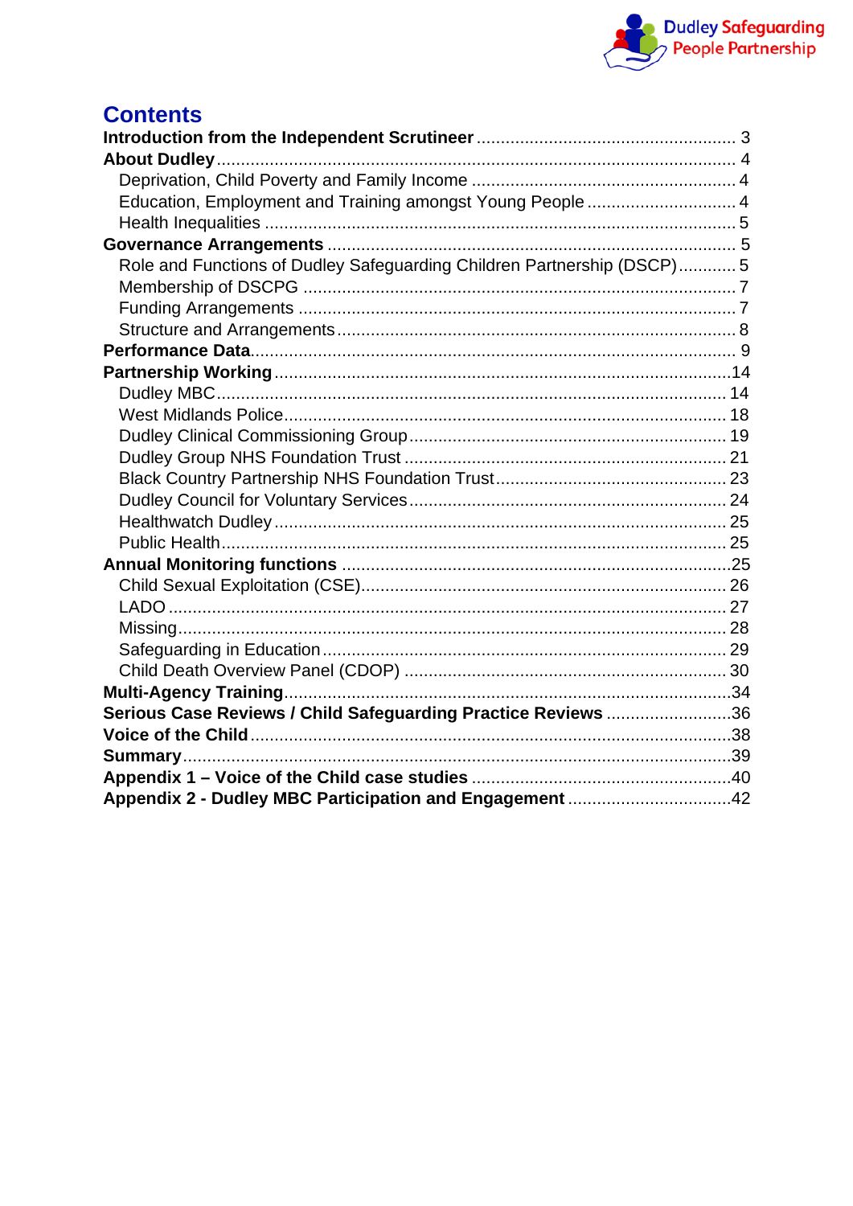# Contents

**Introduction from the Independent Scrutineer** ........ 3

**About Dudley** ........ 4

- Deprivation, Child Poverty and Family Income ........ 4
- Education, Employment and Training amongst Young People ........ 4
- Health Inequalities ........ 5

**Governance Arrangements** ........ 5

- Role and Functions of Dudley Safeguarding Children Partnership (DSCP) ........ 5
- Membership of DSCPG ........ 7
- Funding Arrangements ........ 7
- Structure and Arrangements ........ 8

**Performance Data** ........ 9

**Partnership Working** ........ 14

- Dudley MBC ........ 14
- West Midlands Police ........ 18
- Dudley Clinical Commissioning Group ........ 19
- Dudley Group NHS Foundation Trust ........ 21
- Black Country Partnership NHS Foundation Trust ........ 23
- Dudley Council for Voluntary Services ........ 24
- Healthwatch Dudley ........ 25
- Public Health ........ 25

**Annual Monitoring functions** ........ 25

- Child Sexual Exploitation (CSE) ........ 26
- LADO ........ 27
- Missing ........ 28
- Safeguarding in Education ........ 29
- Child Death Overview Panel (CDOP) ........ 30

**Multi-Agency Training** ........ 34

**Serious Case Reviews / Child Safeguarding Practice Reviews** ........ 36

**Voice of the Child** ........ 38

**Summary** ........ 39

**Appendix 1 – Voice of the Child case studies** ........ 40

**Appendix 2 - Dudley MBC Participation and Engagement** ........ 42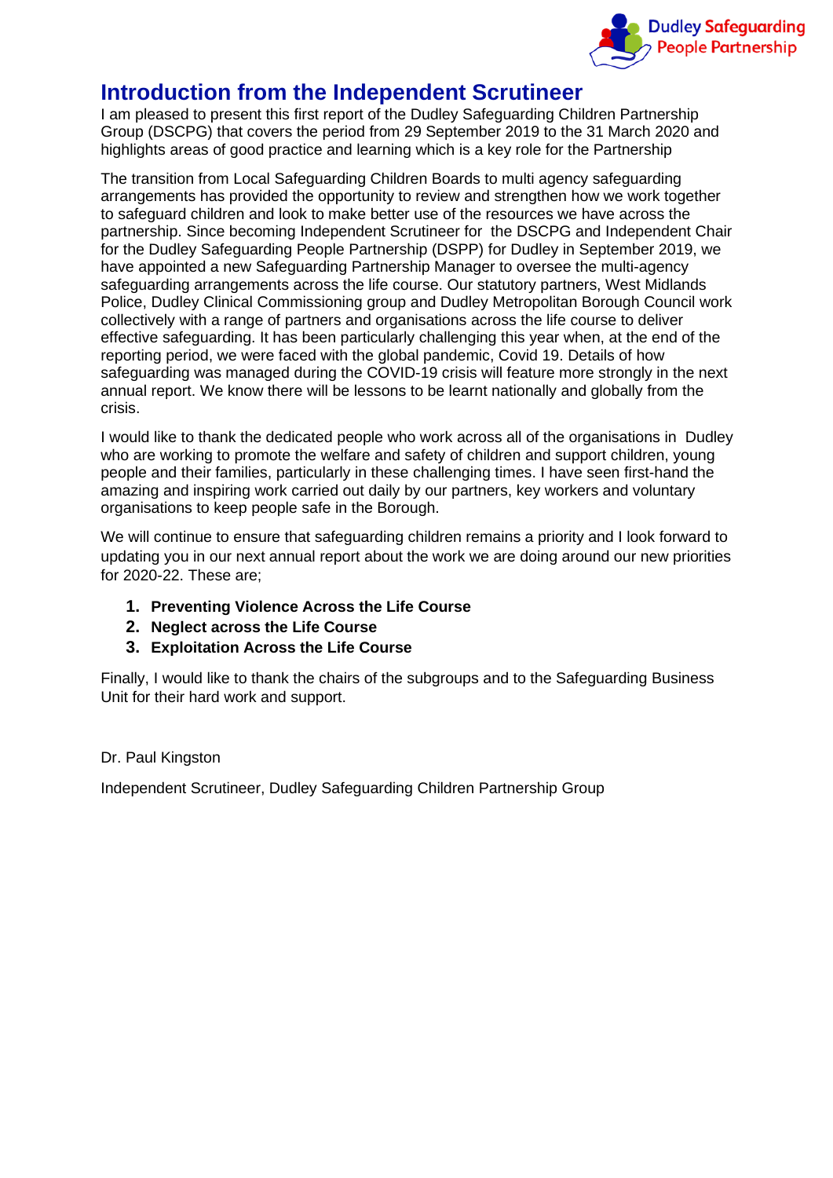# Introduction from the Independent Scrutineer

I am pleased to present this first report of the Dudley Safeguarding Children Partnership Group (DSCPG) that covers the period from 29 September 2019 to the 31 March 2020 and highlights areas of good practice and learning which is a key role for the Partnership

The transition from Local Safeguarding Children Boards to multi agency safeguarding arrangements has provided the opportunity to review and strengthen how we work together to safeguard children and look to make better use of the resources we have across the partnership. Since becoming Independent Scrutineer for the DSCPG and Independent Chair for the Dudley Safeguarding People Partnership (DSPP) for Dudley in September 2019, we have appointed a new Safeguarding Partnership Manager to oversee the multi-agency safeguarding arrangements across the life course. Our statutory partners, West Midlands Police, Dudley Clinical Commissioning group and Dudley Metropolitan Borough Council work collectively with a range of partners and organisations across the life course to deliver effective safeguarding. It has been particularly challenging this year when, at the end of the reporting period, we were faced with the global pandemic, Covid 19. Details of how safeguarding was managed during the COVID-19 crisis will feature more strongly in the next annual report. We know there will be lessons to be learnt nationally and globally from the crisis.

I would like to thank the dedicated people who work across all of the organisations in Dudley who are working to promote the welfare and safety of children and support children, young people and their families, particularly in these challenging times. I have seen first-hand the amazing and inspiring work carried out daily by our partners, key workers and voluntary organisations to keep people safe in the Borough.

We will continue to ensure that safeguarding children remains a priority and I look forward to updating you in our next annual report about the work we are doing around our new priorities for 2020-22. These are;

1. **Preventing Violence Across the Life Course**
2. **Neglect across the Life Course**
3. **Exploitation Across the Life Course**

Finally, I would like to thank the chairs of the subgroups and to the Safeguarding Business Unit for their hard work and support.

Dr. Paul Kingston

Independent Scrutineer, Dudley Safeguarding Children Partnership Group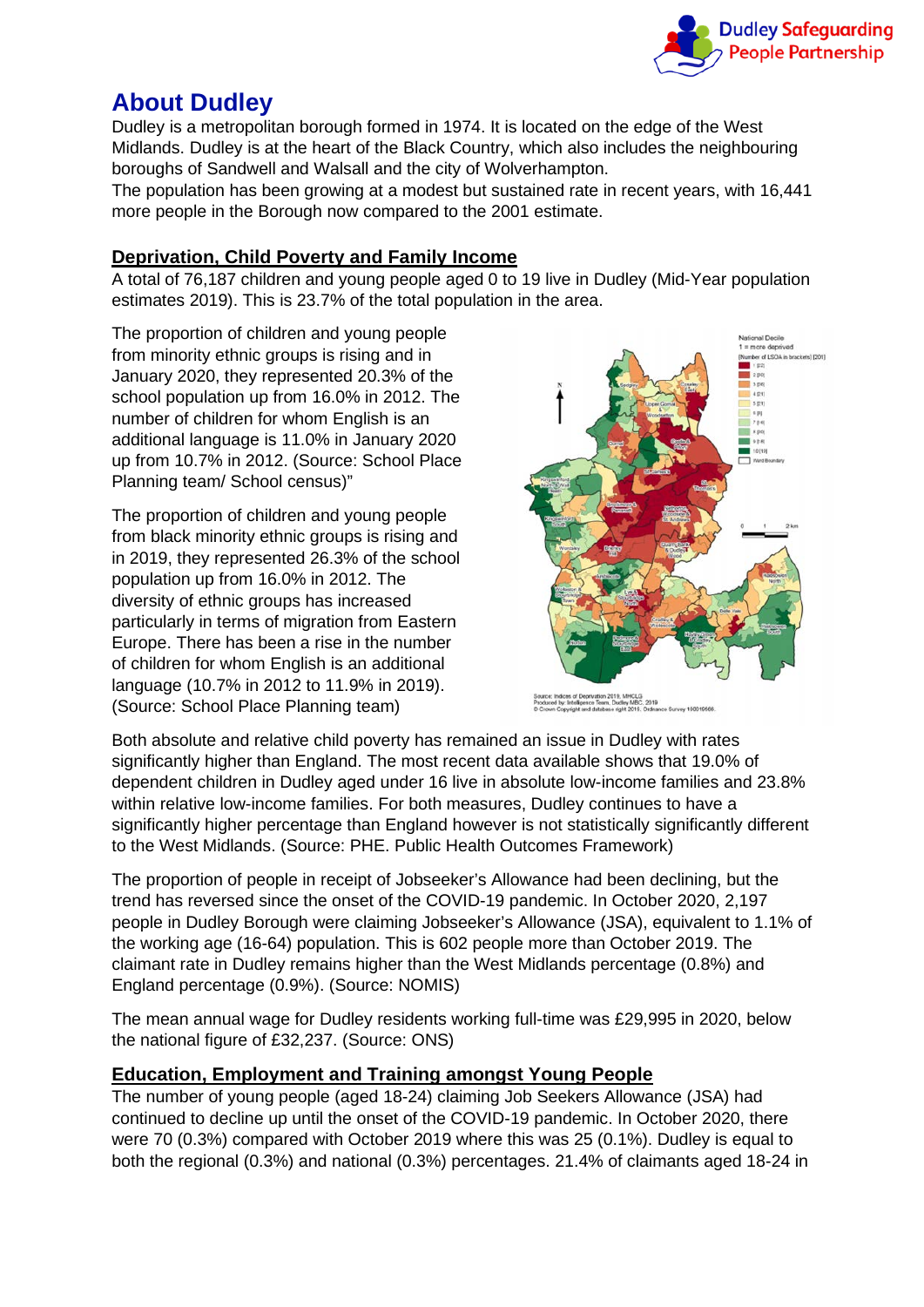# About Dudley

Dudley is a metropolitan borough formed in 1974. It is located on the edge of the West Midlands. Dudley is at the heart of the Black Country, which also includes the neighbouring boroughs of Sandwell and Walsall and the city of Wolverhampton.
The population has been growing at a modest but sustained rate in recent years, with 16,441 more people in the Borough now compared to the 2001 estimate.

## Deprivation, Child Poverty and Family Income

A total of 76,187 children and young people aged 0 to 19 live in Dudley (Mid-Year population estimates 2019). This is 23.7% of the total population in the area.

The proportion of children and young people from minority ethnic groups is rising and in January 2020, they represented 20.3% of the school population up from 16.0% in 2012. The number of children for whom English is an additional language is 11.0% in January 2020 up from 10.7% in 2012. (Source: School Place Planning team/ School census)"

The proportion of children and young people from black minority ethnic groups is rising and in 2019, they represented 26.3% of the school population up from 16.0% in 2012. The diversity of ethnic groups has increased particularly in terms of migration from Eastern Europe. There has been a rise in the number of children for whom English is an additional language (10.7% in 2012 to 11.9% in 2019). (Source: School Place Planning team)

Both absolute and relative child poverty has remained an issue in Dudley with rates significantly higher than England. The most recent data available shows that 19.0% of dependent children in Dudley aged under 16 live in absolute low-income families and 23.8% within relative low-income families. For both measures, Dudley continues to have a significantly higher percentage than England however is not statistically significantly different to the West Midlands. (Source: PHE. Public Health Outcomes Framework)

The proportion of people in receipt of Jobseeker's Allowance had been declining, but the trend has reversed since the onset of the COVID-19 pandemic. In October 2020, 2,197 people in Dudley Borough were claiming Jobseeker's Allowance (JSA), equivalent to 1.1% of the working age (16-64) population. This is 602 people more than October 2019. The claimant rate in Dudley remains higher than the West Midlands percentage (0.8%) and England percentage (0.9%). (Source: NOMIS)

The mean annual wage for Dudley residents working full-time was £29,995 in 2020, below the national figure of £32,237. (Source: ONS)

## Education, Employment and Training amongst Young People

The number of young people (aged 18-24) claiming Job Seekers Allowance (JSA) had continued to decline up until the onset of the COVID-19 pandemic. In October 2020, there were 70 (0.3%) compared with October 2019 where this was 25 (0.1%). Dudley is equal to both the regional (0.3%) and national (0.3%) percentages. 21.4% of claimants aged 18-24 in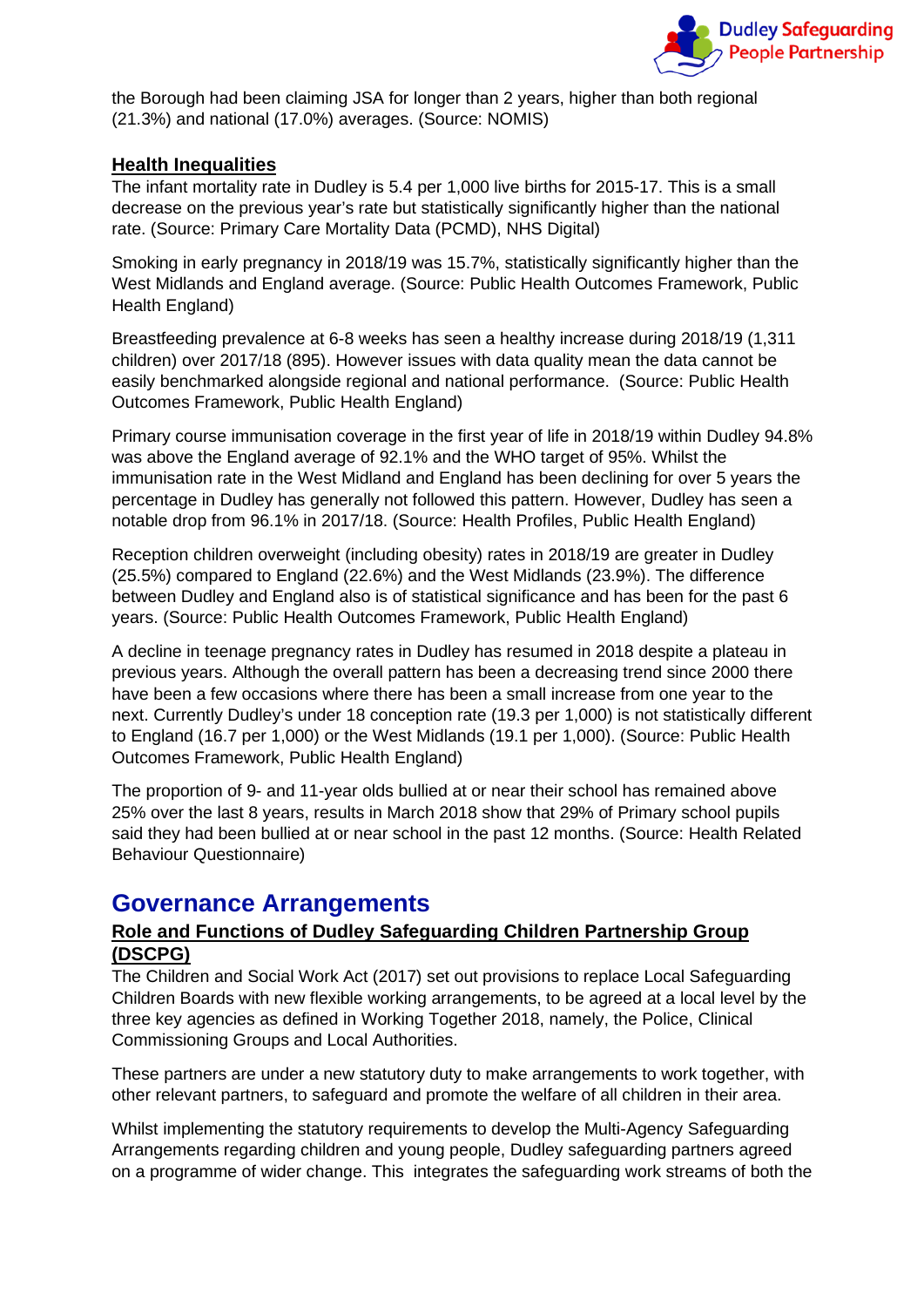the Borough had been claiming JSA for longer than 2 years, higher than both regional (21.3%) and national (17.0%) averages. (Source: NOMIS)

### Health Inequalities

The infant mortality rate in Dudley is 5.4 per 1,000 live births for 2015-17. This is a small decrease on the previous year's rate but statistically significantly higher than the national rate. (Source: Primary Care Mortality Data (PCMD), NHS Digital)

Smoking in early pregnancy in 2018/19 was 15.7%, statistically significantly higher than the West Midlands and England average. (Source: Public Health Outcomes Framework, Public Health England)

Breastfeeding prevalence at 6-8 weeks has seen a healthy increase during 2018/19 (1,311 children) over 2017/18 (895). However issues with data quality mean the data cannot be easily benchmarked alongside regional and national performance. (Source: Public Health Outcomes Framework, Public Health England)

Primary course immunisation coverage in the first year of life in 2018/19 within Dudley 94.8% was above the England average of 92.1% and the WHO target of 95%. Whilst the immunisation rate in the West Midland and England has been declining for over 5 years the percentage in Dudley has generally not followed this pattern. However, Dudley has seen a notable drop from 96.1% in 2017/18. (Source: Health Profiles, Public Health England)

Reception children overweight (including obesity) rates in 2018/19 are greater in Dudley (25.5%) compared to England (22.6%) and the West Midlands (23.9%). The difference between Dudley and England also is of statistical significance and has been for the past 6 years. (Source: Public Health Outcomes Framework, Public Health England)

A decline in teenage pregnancy rates in Dudley has resumed in 2018 despite a plateau in previous years. Although the overall pattern has been a decreasing trend since 2000 there have been a few occasions where there has been a small increase from one year to the next. Currently Dudley's under 18 conception rate (19.3 per 1,000) is not statistically different to England (16.7 per 1,000) or the West Midlands (19.1 per 1,000). (Source: Public Health Outcomes Framework, Public Health England)

The proportion of 9- and 11-year olds bullied at or near their school has remained above 25% over the last 8 years, results in March 2018 show that 29% of Primary school pupils said they had been bullied at or near school in the past 12 months. (Source: Health Related Behaviour Questionnaire)

## Governance Arrangements

### Role and Functions of Dudley Safeguarding Children Partnership Group (DSCPG)

The Children and Social Work Act (2017) set out provisions to replace Local Safeguarding Children Boards with new flexible working arrangements, to be agreed at a local level by the three key agencies as defined in Working Together 2018, namely, the Police, Clinical Commissioning Groups and Local Authorities.

These partners are under a new statutory duty to make arrangements to work together, with other relevant partners, to safeguard and promote the welfare of all children in their area.

Whilst implementing the statutory requirements to develop the Multi-Agency Safeguarding Arrangements regarding children and young people, Dudley safeguarding partners agreed on a programme of wider change. This integrates the safeguarding work streams of both the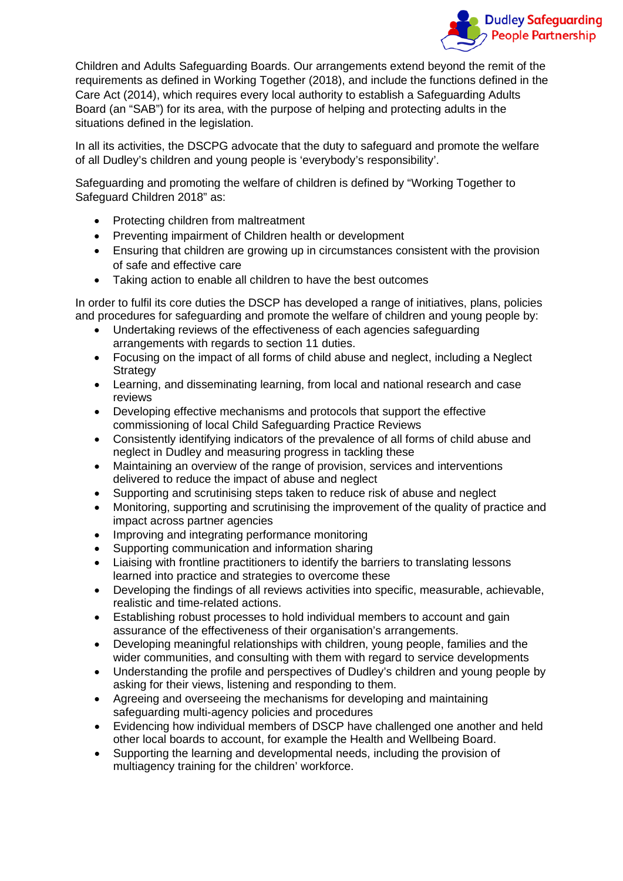Children and Adults Safeguarding Boards. Our arrangements extend beyond the remit of the requirements as defined in Working Together (2018), and include the functions defined in the Care Act (2014), which requires every local authority to establish a Safeguarding Adults Board (an "SAB") for its area, with the purpose of helping and protecting adults in the situations defined in the legislation.

In all its activities, the DSCPG advocate that the duty to safeguard and promote the welfare of all Dudley's children and young people is 'everybody's responsibility'.

Safeguarding and promoting the welfare of children is defined by "Working Together to Safeguard Children 2018" as:

- Protecting children from maltreatment
- Preventing impairment of Children health or development
- Ensuring that children are growing up in circumstances consistent with the provision of safe and effective care
- Taking action to enable all children to have the best outcomes

In order to fulfil its core duties the DSCP has developed a range of initiatives, plans, policies and procedures for safeguarding and promote the welfare of children and young people by:

- Undertaking reviews of the effectiveness of each agencies safeguarding arrangements with regards to section 11 duties.
- Focusing on the impact of all forms of child abuse and neglect, including a Neglect Strategy
- Learning, and disseminating learning, from local and national research and case reviews
- Developing effective mechanisms and protocols that support the effective commissioning of local Child Safeguarding Practice Reviews
- Consistently identifying indicators of the prevalence of all forms of child abuse and neglect in Dudley and measuring progress in tackling these
- Maintaining an overview of the range of provision, services and interventions delivered to reduce the impact of abuse and neglect
- Supporting and scrutinising steps taken to reduce risk of abuse and neglect
- Monitoring, supporting and scrutinising the improvement of the quality of practice and impact across partner agencies
- Improving and integrating performance monitoring
- Supporting communication and information sharing
- Liaising with frontline practitioners to identify the barriers to translating lessons learned into practice and strategies to overcome these
- Developing the findings of all reviews activities into specific, measurable, achievable, realistic and time-related actions.
- Establishing robust processes to hold individual members to account and gain assurance of the effectiveness of their organisation's arrangements.
- Developing meaningful relationships with children, young people, families and the wider communities, and consulting with them with regard to service developments
- Understanding the profile and perspectives of Dudley's children and young people by asking for their views, listening and responding to them.
- Agreeing and overseeing the mechanisms for developing and maintaining safeguarding multi-agency policies and procedures
- Evidencing how individual members of DSCP have challenged one another and held other local boards to account, for example the Health and Wellbeing Board.
- Supporting the learning and developmental needs, including the provision of multiagency training for the children' workforce.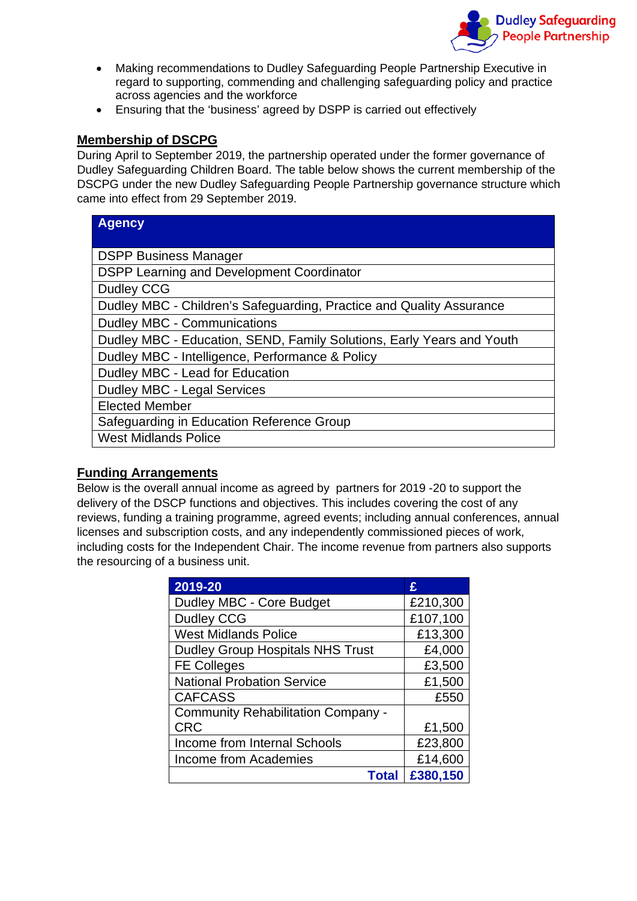- Making recommendations to Dudley Safeguarding People Partnership Executive in regard to supporting, commending and challenging safeguarding policy and practice across agencies and the workforce
- Ensuring that the 'business' agreed by DSPP is carried out effectively

## Membership of DSCPG

During April to September 2019, the partnership operated under the former governance of Dudley Safeguarding Children Board. The table below shows the current membership of the DSCPG under the new Dudley Safeguarding People Partnership governance structure which came into effect from 29 September 2019.

| Agency |
|---|
| DSPP Business Manager |
| DSPP Learning and Development Coordinator |
| Dudley CCG |
| Dudley MBC - Children's Safeguarding, Practice and Quality Assurance |
| Dudley MBC - Communications |
| Dudley MBC - Education, SEND, Family Solutions, Early Years and Youth |
| Dudley MBC - Intelligence, Performance & Policy |
| Dudley MBC - Lead for Education |
| Dudley MBC - Legal Services |
| Elected Member |
| Safeguarding in Education Reference Group |
| West Midlands Police |

## Funding Arrangements

Below is the overall annual income as agreed by partners for 2019 -20 to support the delivery of the DSCP functions and objectives. This includes covering the cost of any reviews, funding a training programme, agreed events; including annual conferences, annual licenses and subscription costs, and any independently commissioned pieces of work, including costs for the Independent Chair. The income revenue from partners also supports the resourcing of a business unit.

| 2019-20 | £ |
|---|---|
| Dudley MBC - Core Budget | £210,300 |
| Dudley CCG | £107,100 |
| West Midlands Police | £13,300 |
| Dudley Group Hospitals NHS Trust | £4,000 |
| FE Colleges | £3,500 |
| National Probation Service | £1,500 |
| CAFCASS | £550 |
| Community Rehabilitation Company - CRC | £1,500 |
| Income from Internal Schools | £23,800 |
| Income from Academies | £14,600 |
| **Total** | **£380,150** |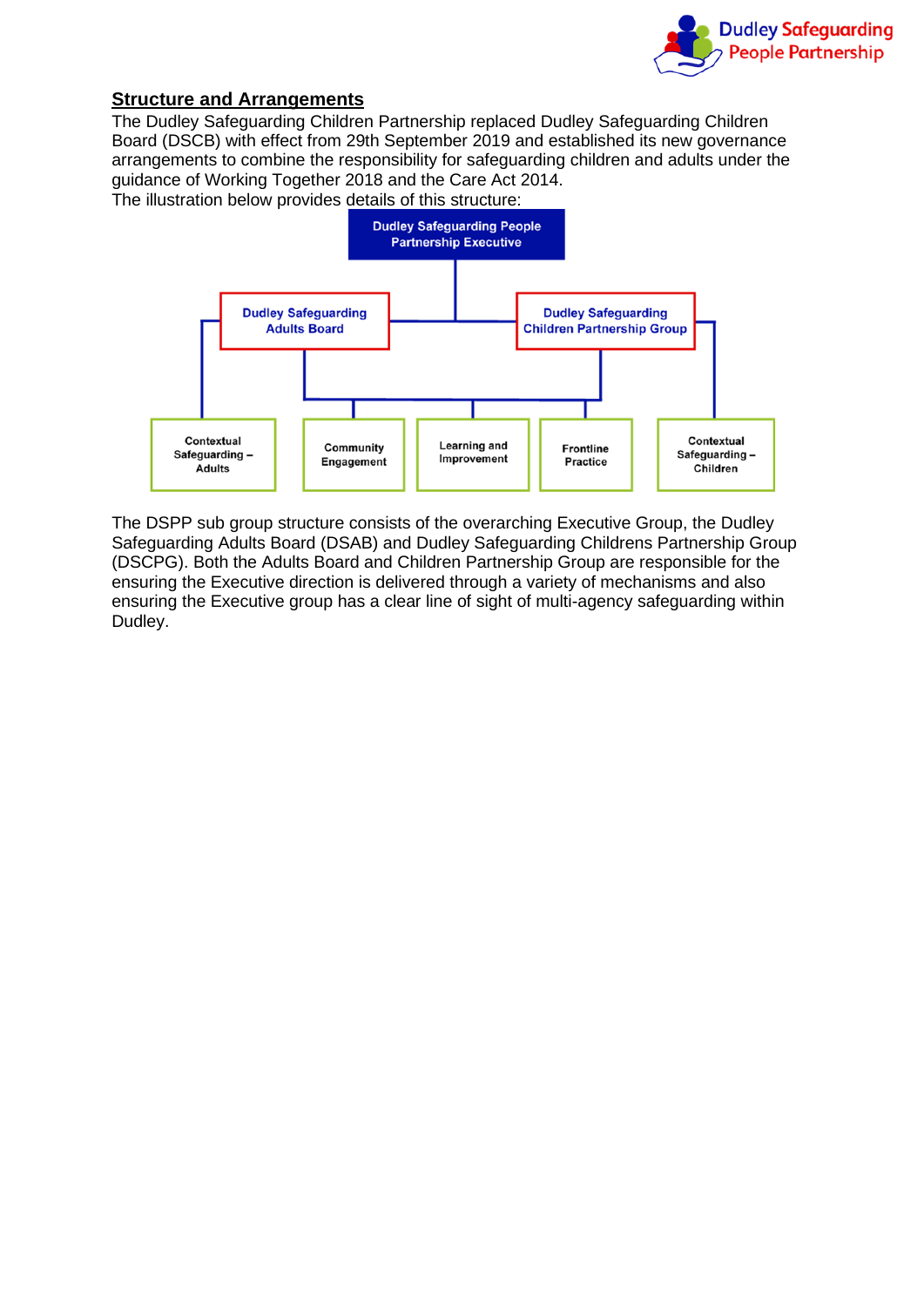## Structure and Arrangements

The Dudley Safeguarding Children Partnership replaced Dudley Safeguarding Children Board (DSCB) with effect from 29th September 2019 and established its new governance arrangements to combine the responsibility for safeguarding children and adults under the guidance of Working Together 2018 and the Care Act 2014.

The illustration below provides details of this structure:

- Dudley Safeguarding People Partnership Executive
  - Dudley Safeguarding Adults Board
    - Contextual Safeguarding – Adults
  - Dudley Safeguarding Children Partnership Group
    - Contextual Safeguarding – Children
  - Shared by Dudley Safeguarding Adults Board and Dudley Safeguarding Children Partnership Group:
    - Community Engagement
    - Learning and Improvement
    - Frontline Practice

The DSPP sub group structure consists of the overarching Executive Group, the Dudley Safeguarding Adults Board (DSAB) and Dudley Safeguarding Childrens Partnership Group (DSCPG). Both the Adults Board and Children Partnership Group are responsible for the ensuring the Executive direction is delivered through a variety of mechanisms and also ensuring the Executive group has a clear line of sight of multi-agency safeguarding within Dudley.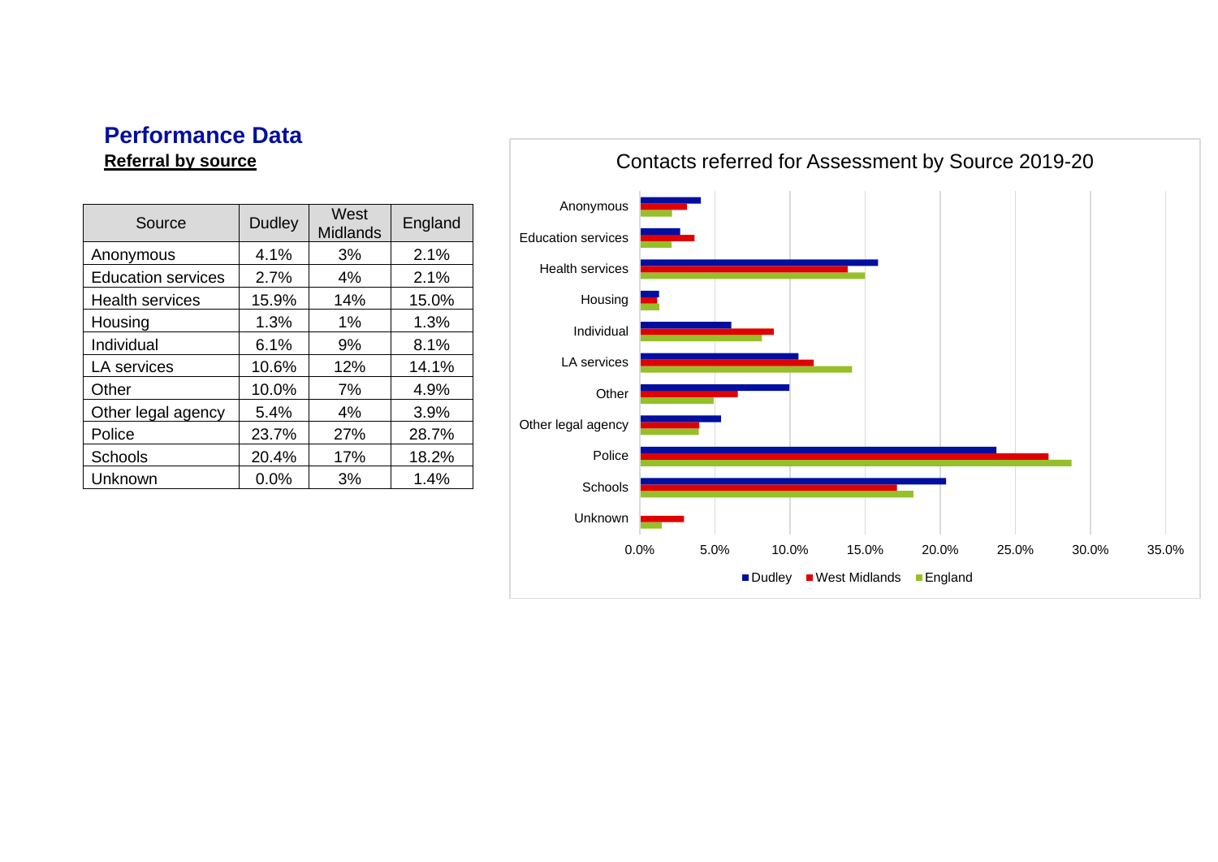# Performance Data

**Referral by source**

| Source | Dudley | West Midlands | England |
|---|---|---|---|
| Anonymous | 4.1% | 3% | 2.1% |
| Education services | 2.7% | 4% | 2.1% |
| Health services | 15.9% | 14% | 15.0% |
| Housing | 1.3% | 1% | 1.3% |
| Individual | 6.1% | 9% | 8.1% |
| LA services | 10.6% | 12% | 14.1% |
| Other | 10.0% | 7% | 4.9% |
| Other legal agency | 5.4% | 4% | 3.9% |
| Police | 23.7% | 27% | 28.7% |
| Schools | 20.4% | 17% | 18.2% |
| Unknown | 0.0% | 3% | 1.4% |

Contacts referred for Assessment by Source 2019-20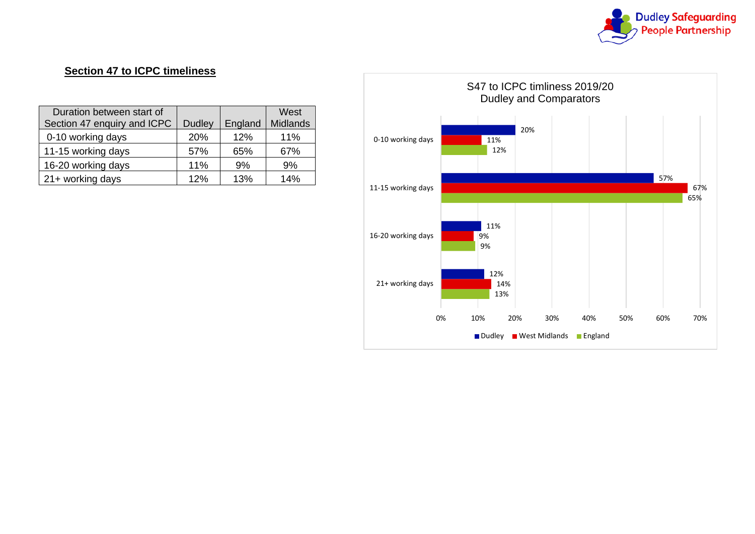## Section 47 to ICPC timeliness

| Duration between start of Section 47 enquiry and ICPC | Dudley | England | West Midlands |
|---|---|---|---|
| 0-10 working days | 20% | 12% | 11% |
| 11-15 working days | 57% | 65% | 67% |
| 16-20 working days | 11% | 9% | 9% |
| 21+ working days | 12% | 13% | 14% |

S47 to ICPC timliness 2019/20
Dudley and Comparators

| | Dudley | West Midlands | England |
|---|---|---|---|
| 0-10 working days | 20% | 11% | 12% |
| 11-15 working days | 57% | 67% | 65% |
| 16-20 working days | 11% | 9% | 9% |
| 21+ working days | 12% | 14% | 13% |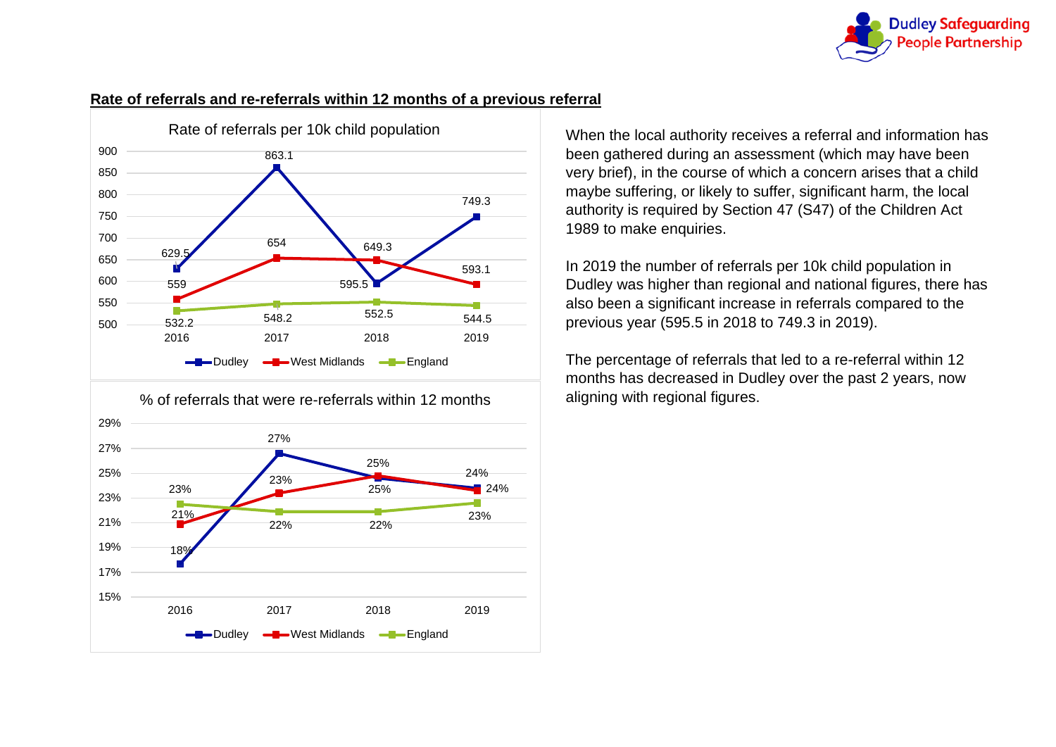## Rate of referrals and re-referrals within 12 months of a previous referral

**Rate of referrals per 10k child population**

| | 2016 | 2017 | 2018 | 2019 |
|---|---|---|---|---|
| Dudley | 629.5 | 863.1 | 595.5 | 749.3 |
| West Midlands | 559 | 654 | 649.3 | 593.1 |
| England | 532.2 | 548.2 | 552.5 | 544.5 |

**% of referrals that were re-referrals within 12 months**

| | 2016 | 2017 | 2018 | 2019 |
|---|---|---|---|---|
| Dudley | 18% | 27% | 25% | 24% |
| West Midlands | 21% | 23% | 25% | 24% |
| England | 23% | 22% | 22% | 23% |

When the local authority receives a referral and information has been gathered during an assessment (which may have been very brief), in the course of which a concern arises that a child maybe suffering, or likely to suffer, significant harm, the local authority is required by Section 47 (S47) of the Children Act 1989 to make enquiries.

In 2019 the number of referrals per 10k child population in Dudley was higher than regional and national figures, there has also been a significant increase in referrals compared to the previous year (595.5 in 2018 to 749.3 in 2019).

The percentage of referrals that led to a re-referral within 12 months has decreased in Dudley over the past 2 years, now aligning with regional figures.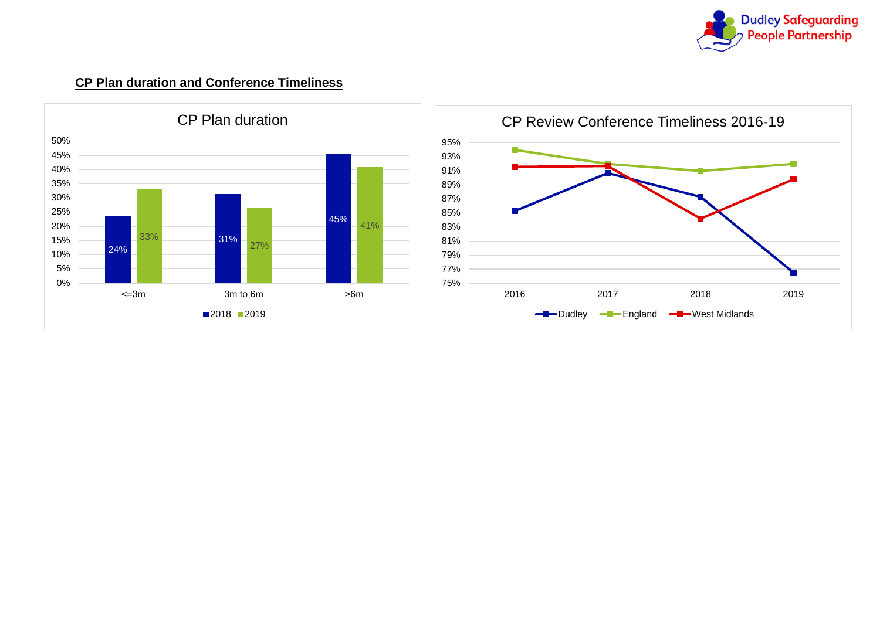## CP Plan duration and Conference Timeliness

**CP Plan duration**

| | 2018 | 2019 |
|---|---|---|
| <=3m | 24% | 33% |
| 3m to 6m | 31% | 27% |
| >6m | 45% | 41% |

**CP Review Conference Timeliness 2016-19**

Legend: Dudley, England, West Midlands

Years: 2016, 2017, 2018, 2019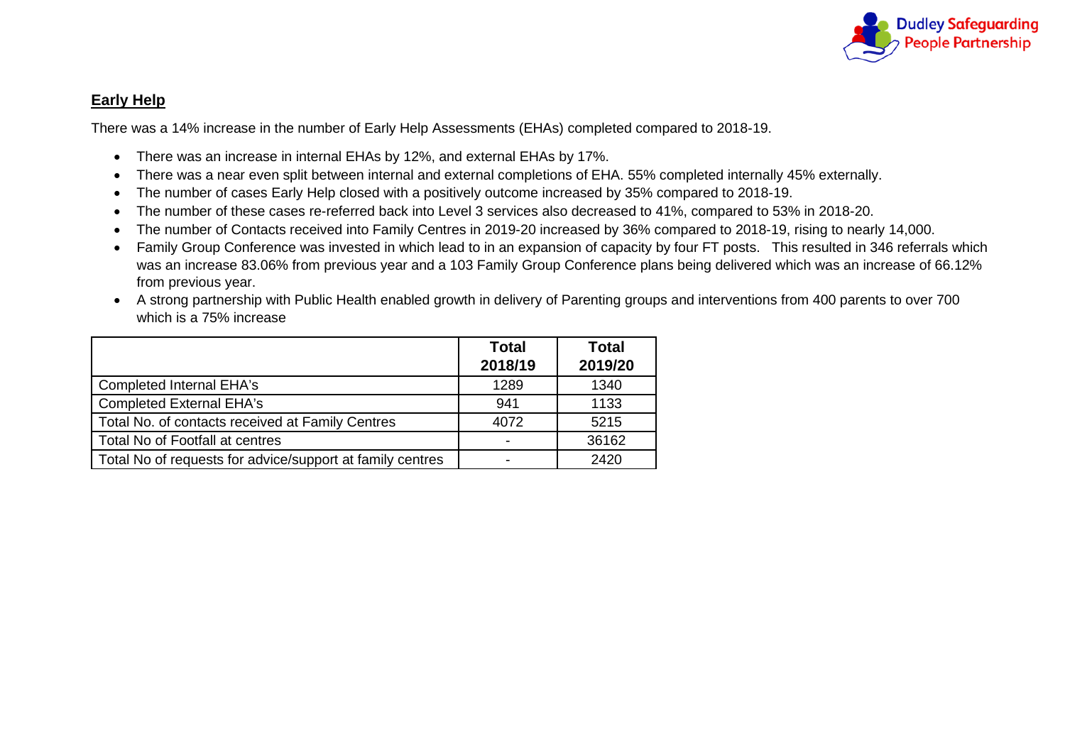## Early Help

There was a 14% increase in the number of Early Help Assessments (EHAs) completed compared to 2018-19.

- There was an increase in internal EHAs by 12%, and external EHAs by 17%.
- There was a near even split between internal and external completions of EHA. 55% completed internally 45% externally.
- The number of cases Early Help closed with a positively outcome increased by 35% compared to 2018-19.
- The number of these cases re-referred back into Level 3 services also decreased to 41%, compared to 53% in 2018-20.
- The number of Contacts received into Family Centres in 2019-20 increased by 36% compared to 2018-19, rising to nearly 14,000.
- Family Group Conference was invested in which lead to in an expansion of capacity by four FT posts. This resulted in 346 referrals which was an increase 83.06% from previous year and a 103 Family Group Conference plans being delivered which was an increase of 66.12% from previous year.
- A strong partnership with Public Health enabled growth in delivery of Parenting groups and interventions from 400 parents to over 700 which is a 75% increase

| | Total 2018/19 | Total 2019/20 |
|---|---|---|
| Completed Internal EHA's | 1289 | 1340 |
| Completed External EHA's | 941 | 1133 |
| Total No. of contacts received at Family Centres | 4072 | 5215 |
| Total No of Footfall at centres | - | 36162 |
| Total No of requests for advice/support at family centres | - | 2420 |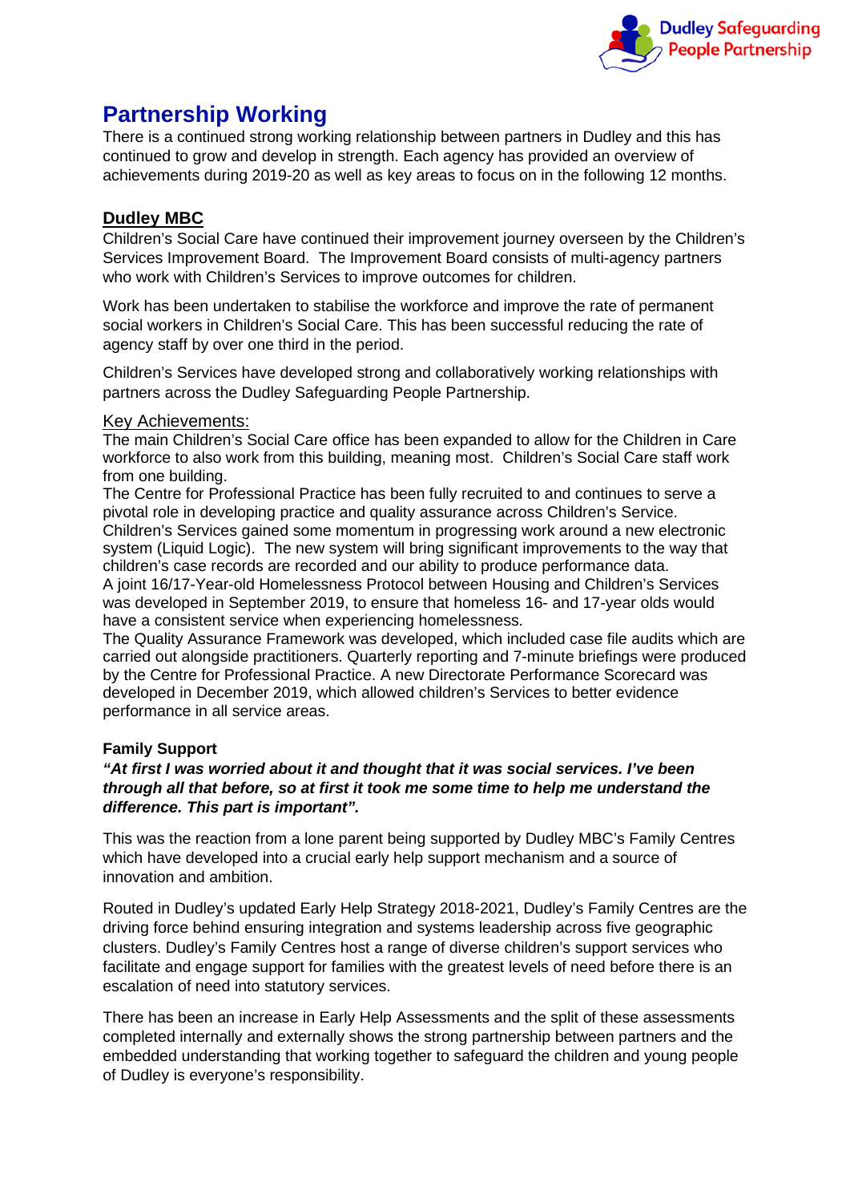# Partnership Working

There is a continued strong working relationship between partners in Dudley and this has continued to grow and develop in strength. Each agency has provided an overview of achievements during 2019-20 as well as key areas to focus on in the following 12 months.

## Dudley MBC

Children's Social Care have continued their improvement journey overseen by the Children's Services Improvement Board. The Improvement Board consists of multi-agency partners who work with Children's Services to improve outcomes for children.

Work has been undertaken to stabilise the workforce and improve the rate of permanent social workers in Children's Social Care. This has been successful reducing the rate of agency staff by over one third in the period.

Children's Services have developed strong and collaboratively working relationships with partners across the Dudley Safeguarding People Partnership.

### Key Achievements:

The main Children's Social Care office has been expanded to allow for the Children in Care workforce to also work from this building, meaning most. Children's Social Care staff work from one building.
The Centre for Professional Practice has been fully recruited to and continues to serve a pivotal role in developing practice and quality assurance across Children's Service.
Children's Services gained some momentum in progressing work around a new electronic system (Liquid Logic). The new system will bring significant improvements to the way that children's case records are recorded and our ability to produce performance data.
A joint 16/17-Year-old Homelessness Protocol between Housing and Children's Services was developed in September 2019, to ensure that homeless 16- and 17-year olds would have a consistent service when experiencing homelessness.
The Quality Assurance Framework was developed, which included case file audits which are carried out alongside practitioners. Quarterly reporting and 7-minute briefings were produced by the Centre for Professional Practice. A new Directorate Performance Scorecard was developed in December 2019, which allowed children's Services to better evidence performance in all service areas.

**Family Support**

***"At first I was worried about it and thought that it was social services. I've been through all that before, so at first it took me some time to help me understand the difference. This part is important".***

This was the reaction from a lone parent being supported by Dudley MBC's Family Centres which have developed into a crucial early help support mechanism and a source of innovation and ambition.

Routed in Dudley's updated Early Help Strategy 2018-2021, Dudley's Family Centres are the driving force behind ensuring integration and systems leadership across five geographic clusters. Dudley's Family Centres host a range of diverse children's support services who facilitate and engage support for families with the greatest levels of need before there is an escalation of need into statutory services.

There has been an increase in Early Help Assessments and the split of these assessments completed internally and externally shows the strong partnership between partners and the embedded understanding that working together to safeguard the children and young people of Dudley is everyone's responsibility.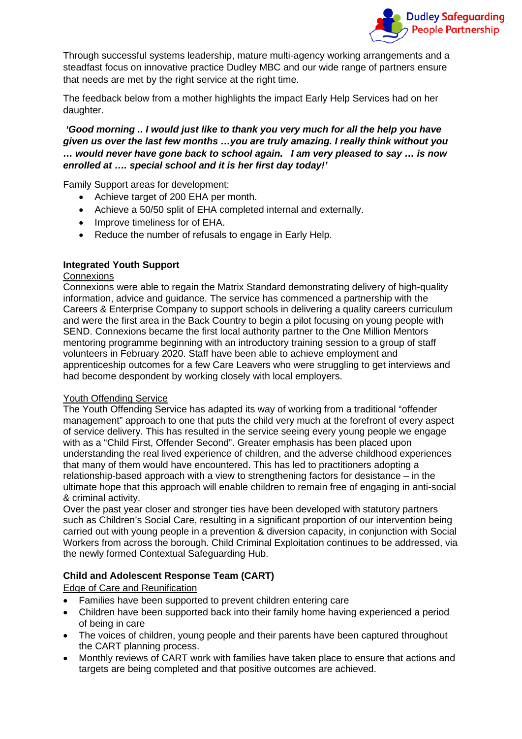Through successful systems leadership, mature multi-agency working arrangements and a steadfast focus on innovative practice Dudley MBC and our wide range of partners ensure that needs are met by the right service at the right time.

The feedback below from a mother highlights the impact Early Help Services had on her daughter.

***'Good morning .. I would just like to thank you very much for all the help you have given us over the last few months …you are truly amazing. I really think without you … would never have gone back to school again. I am very pleased to say … is now enrolled at …. special school and it is her first day today!'***

Family Support areas for development:

- Achieve target of 200 EHA per month.
- Achieve a 50/50 split of EHA completed internal and externally.
- Improve timeliness for of EHA.
- Reduce the number of refusals to engage in Early Help.

**Integrated Youth Support**

Connexions

Connexions were able to regain the Matrix Standard demonstrating delivery of high-quality information, advice and guidance. The service has commenced a partnership with the Careers & Enterprise Company to support schools in delivering a quality careers curriculum and were the first area in the Back Country to begin a pilot focusing on young people with SEND. Connexions became the first local authority partner to the One Million Mentors mentoring programme beginning with an introductory training session to a group of staff volunteers in February 2020. Staff have been able to achieve employment and apprenticeship outcomes for a few Care Leavers who were struggling to get interviews and had become despondent by working closely with local employers.

Youth Offending Service

The Youth Offending Service has adapted its way of working from a traditional "offender management" approach to one that puts the child very much at the forefront of every aspect of service delivery. This has resulted in the service seeing every young people we engage with as a "Child First, Offender Second". Greater emphasis has been placed upon understanding the real lived experience of children, and the adverse childhood experiences that many of them would have encountered. This has led to practitioners adopting a relationship-based approach with a view to strengthening factors for desistance – in the ultimate hope that this approach will enable children to remain free of engaging in anti-social & criminal activity.

Over the past year closer and stronger ties have been developed with statutory partners such as Children's Social Care, resulting in a significant proportion of our intervention being carried out with young people in a prevention & diversion capacity, in conjunction with Social Workers from across the borough. Child Criminal Exploitation continues to be addressed, via the newly formed Contextual Safeguarding Hub.

**Child and Adolescent Response Team (CART)**

Edge of Care and Reunification

- Families have been supported to prevent children entering care
- Children have been supported back into their family home having experienced a period of being in care
- The voices of children, young people and their parents have been captured throughout the CART planning process.
- Monthly reviews of CART work with families have taken place to ensure that actions and targets are being completed and that positive outcomes are achieved.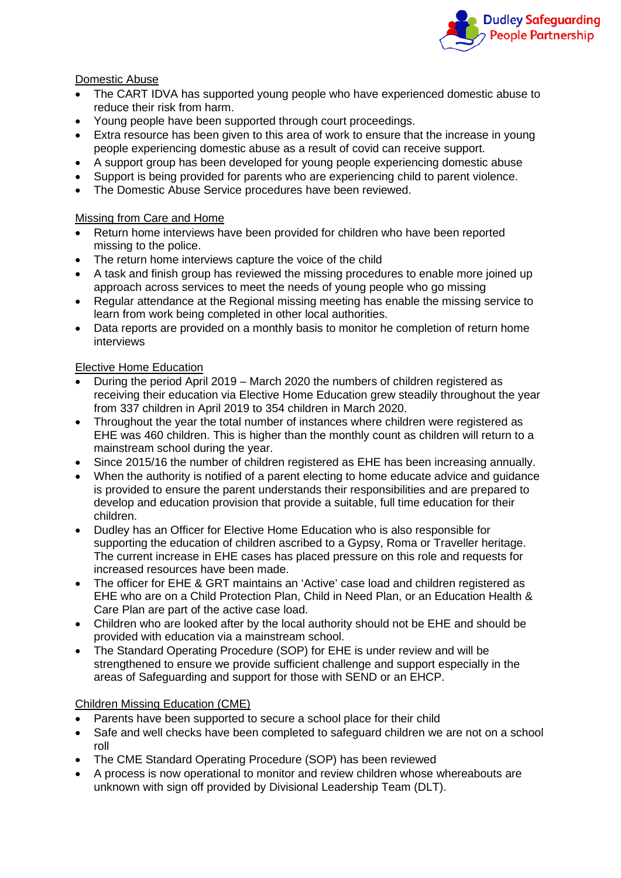Domestic Abuse

- The CART IDVA has supported young people who have experienced domestic abuse to reduce their risk from harm.
- Young people have been supported through court proceedings.
- Extra resource has been given to this area of work to ensure that the increase in young people experiencing domestic abuse as a result of covid can receive support.
- A support group has been developed for young people experiencing domestic abuse
- Support is being provided for parents who are experiencing child to parent violence.
- The Domestic Abuse Service procedures have been reviewed.

Missing from Care and Home

- Return home interviews have been provided for children who have been reported missing to the police.
- The return home interviews capture the voice of the child
- A task and finish group has reviewed the missing procedures to enable more joined up approach across services to meet the needs of young people who go missing
- Regular attendance at the Regional missing meeting has enable the missing service to learn from work being completed in other local authorities.
- Data reports are provided on a monthly basis to monitor he completion of return home interviews

Elective Home Education

- During the period April 2019 – March 2020 the numbers of children registered as receiving their education via Elective Home Education grew steadily throughout the year from 337 children in April 2019 to 354 children in March 2020.
- Throughout the year the total number of instances where children were registered as EHE was 460 children. This is higher than the monthly count as children will return to a mainstream school during the year.
- Since 2015/16 the number of children registered as EHE has been increasing annually.
- When the authority is notified of a parent electing to home educate advice and guidance is provided to ensure the parent understands their responsibilities and are prepared to develop and education provision that provide a suitable, full time education for their children.
- Dudley has an Officer for Elective Home Education who is also responsible for supporting the education of children ascribed to a Gypsy, Roma or Traveller heritage. The current increase in EHE cases has placed pressure on this role and requests for increased resources have been made.
- The officer for EHE & GRT maintains an 'Active' case load and children registered as EHE who are on a Child Protection Plan, Child in Need Plan, or an Education Health & Care Plan are part of the active case load.
- Children who are looked after by the local authority should not be EHE and should be provided with education via a mainstream school.
- The Standard Operating Procedure (SOP) for EHE is under review and will be strengthened to ensure we provide sufficient challenge and support especially in the areas of Safeguarding and support for those with SEND or an EHCP.

Children Missing Education (CME)

- Parents have been supported to secure a school place for their child
- Safe and well checks have been completed to safeguard children we are not on a school roll
- The CME Standard Operating Procedure (SOP) has been reviewed
- A process is now operational to monitor and review children whose whereabouts are unknown with sign off provided by Divisional Leadership Team (DLT).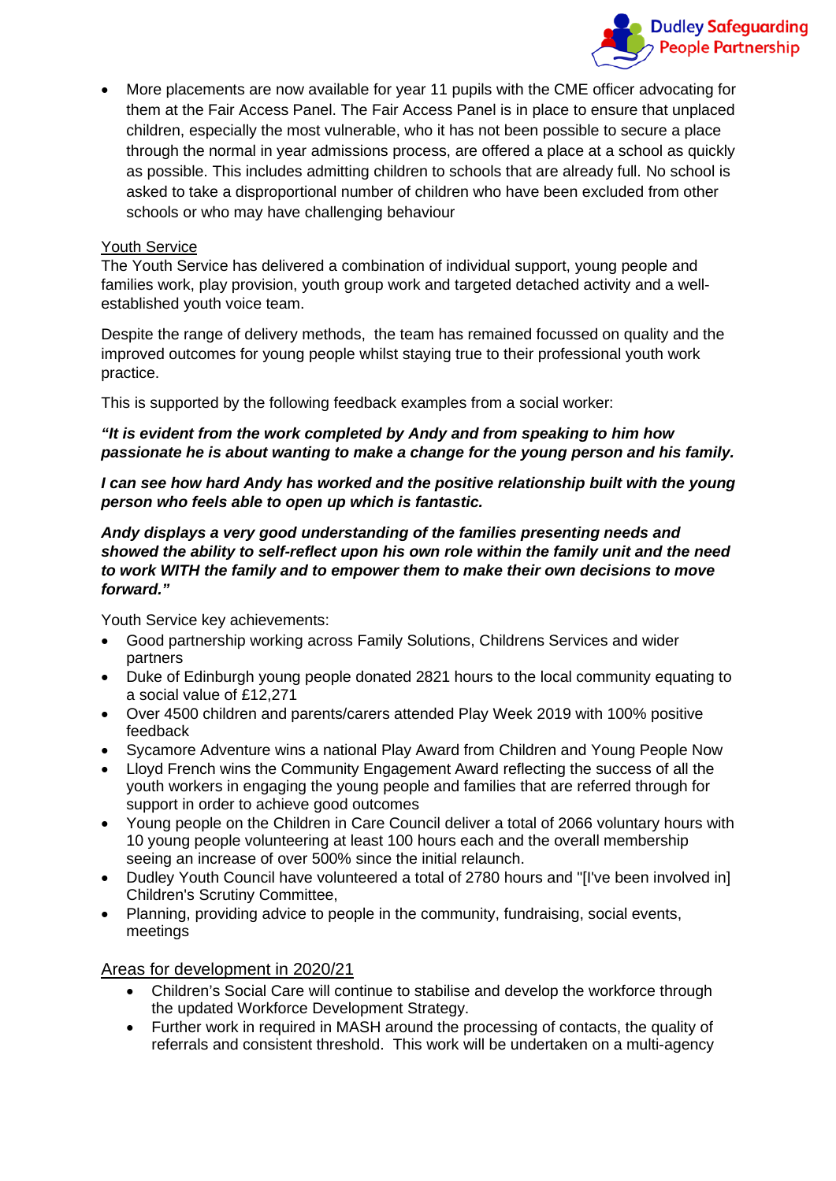- More placements are now available for year 11 pupils with the CME officer advocating for them at the Fair Access Panel. The Fair Access Panel is in place to ensure that unplaced children, especially the most vulnerable, who it has not been possible to secure a place through the normal in year admissions process, are offered a place at a school as quickly as possible. This includes admitting children to schools that are already full. No school is asked to take a disproportional number of children who have been excluded from other schools or who may have challenging behaviour

<u>Youth Service</u>

The Youth Service has delivered a combination of individual support, young people and families work, play provision, youth group work and targeted detached activity and a well-established youth voice team.

Despite the range of delivery methods, the team has remained focussed on quality and the improved outcomes for young people whilst staying true to their professional youth work practice.

This is supported by the following feedback examples from a social worker:

***"It is evident from the work completed by Andy and from speaking to him how passionate he is about wanting to make a change for the young person and his family.***

***I can see how hard Andy has worked and the positive relationship built with the young person who feels able to open up which is fantastic.***

***Andy displays a very good understanding of the families presenting needs and showed the ability to self-reflect upon his own role within the family unit and the need to work WITH the family and to empower them to make their own decisions to move forward."***

Youth Service key achievements:

- Good partnership working across Family Solutions, Childrens Services and wider partners
- Duke of Edinburgh young people donated 2821 hours to the local community equating to a social value of £12,271
- Over 4500 children and parents/carers attended Play Week 2019 with 100% positive feedback
- Sycamore Adventure wins a national Play Award from Children and Young People Now
- Lloyd French wins the Community Engagement Award reflecting the success of all the youth workers in engaging the young people and families that are referred through for support in order to achieve good outcomes
- Young people on the Children in Care Council deliver a total of 2066 voluntary hours with 10 young people volunteering at least 100 hours each and the overall membership seeing an increase of over 500% since the initial relaunch.
- Dudley Youth Council have volunteered a total of 2780 hours and "[I've been involved in] Children's Scrutiny Committee,
- Planning, providing advice to people in the community, fundraising, social events, meetings

<u>Areas for development in 2020/21</u>

- Children's Social Care will continue to stabilise and develop the workforce through the updated Workforce Development Strategy.
- Further work in required in MASH around the processing of contacts, the quality of referrals and consistent threshold. This work will be undertaken on a multi-agency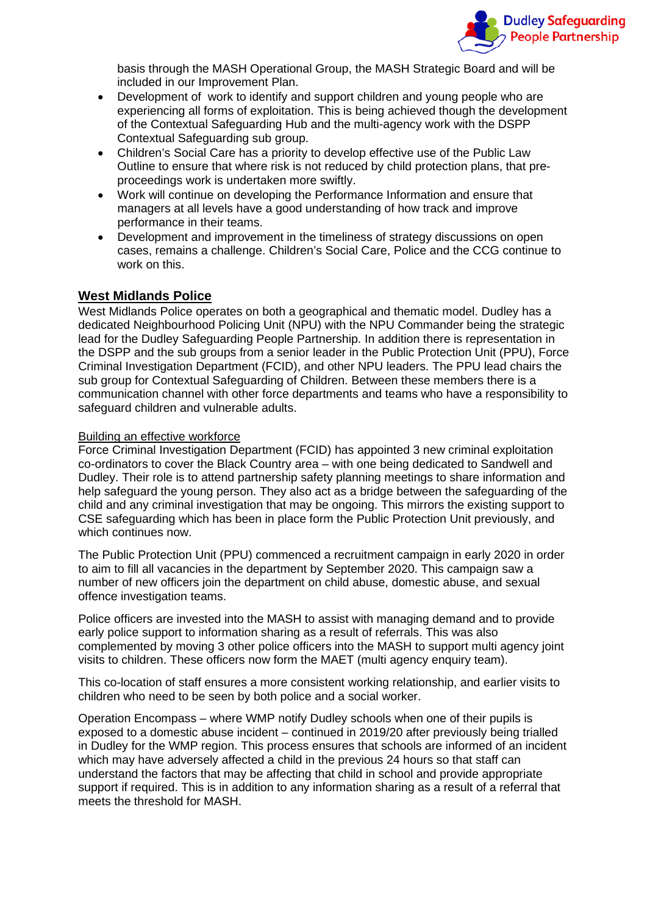basis through the MASH Operational Group, the MASH Strategic Board and will be included in our Improvement Plan.

- Development of  work to identify and support children and young people who are experiencing all forms of exploitation. This is being achieved though the development of the Contextual Safeguarding Hub and the multi-agency work with the DSPP Contextual Safeguarding sub group.
- Children's Social Care has a priority to develop effective use of the Public Law Outline to ensure that where risk is not reduced by child protection plans, that pre-proceedings work is undertaken more swiftly.
- Work will continue on developing the Performance Information and ensure that managers at all levels have a good understanding of how track and improve performance in their teams.
- Development and improvement in the timeliness of strategy discussions on open cases, remains a challenge. Children's Social Care, Police and the CCG continue to work on this.

## West Midlands Police

West Midlands Police operates on both a geographical and thematic model. Dudley has a dedicated Neighbourhood Policing Unit (NPU) with the NPU Commander being the strategic lead for the Dudley Safeguarding People Partnership. In addition there is representation in the DSPP and the sub groups from a senior leader in the Public Protection Unit (PPU), Force Criminal Investigation Department (FCID), and other NPU leaders. The PPU lead chairs the sub group for Contextual Safeguarding of Children. Between these members there is a communication channel with other force departments and teams who have a responsibility to safeguard children and vulnerable adults.

### Building an effective workforce

Force Criminal Investigation Department (FCID) has appointed 3 new criminal exploitation co-ordinators to cover the Black Country area – with one being dedicated to Sandwell and Dudley. Their role is to attend partnership safety planning meetings to share information and help safeguard the young person. They also act as a bridge between the safeguarding of the child and any criminal investigation that may be ongoing. This mirrors the existing support to CSE safeguarding which has been in place form the Public Protection Unit previously, and which continues now.

The Public Protection Unit (PPU) commenced a recruitment campaign in early 2020 in order to aim to fill all vacancies in the department by September 2020. This campaign saw a number of new officers join the department on child abuse, domestic abuse, and sexual offence investigation teams.

Police officers are invested into the MASH to assist with managing demand and to provide early police support to information sharing as a result of referrals. This was also complemented by moving 3 other police officers into the MASH to support multi agency joint visits to children. These officers now form the MAET (multi agency enquiry team).

This co-location of staff ensures a more consistent working relationship, and earlier visits to children who need to be seen by both police and a social worker.

Operation Encompass – where WMP notify Dudley schools when one of their pupils is exposed to a domestic abuse incident – continued in 2019/20 after previously being trialled in Dudley for the WMP region. This process ensures that schools are informed of an incident which may have adversely affected a child in the previous 24 hours so that staff can understand the factors that may be affecting that child in school and provide appropriate support if required. This is in addition to any information sharing as a result of a referral that meets the threshold for MASH.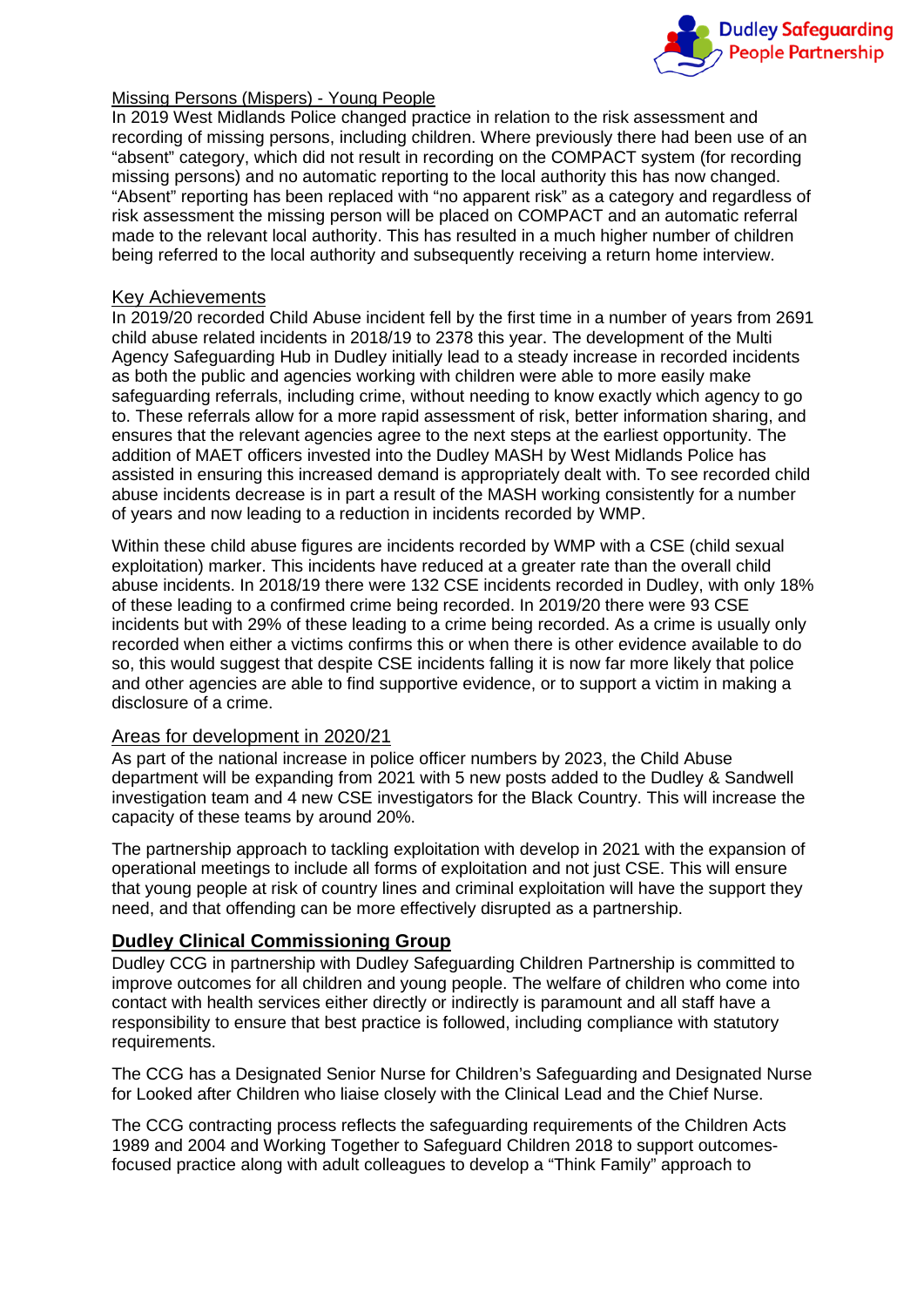Missing Persons (Mispers) - Young People

In 2019 West Midlands Police changed practice in relation to the risk assessment and recording of missing persons, including children. Where previously there had been use of an “absent” category, which did not result in recording on the COMPACT system (for recording missing persons) and no automatic reporting to the local authority this has now changed. “Absent” reporting has been replaced with “no apparent risk” as a category and regardless of risk assessment the missing person will be placed on COMPACT and an automatic referral made to the relevant local authority. This has resulted in a much higher number of children being referred to the local authority and subsequently receiving a return home interview.

Key Achievements

In 2019/20 recorded Child Abuse incident fell by the first time in a number of years from 2691 child abuse related incidents in 2018/19 to 2378 this year. The development of the Multi Agency Safeguarding Hub in Dudley initially lead to a steady increase in recorded incidents as both the public and agencies working with children were able to more easily make safeguarding referrals, including crime, without needing to know exactly which agency to go to. These referrals allow for a more rapid assessment of risk, better information sharing, and ensures that the relevant agencies agree to the next steps at the earliest opportunity. The addition of MAET officers invested into the Dudley MASH by West Midlands Police has assisted in ensuring this increased demand is appropriately dealt with. To see recorded child abuse incidents decrease is in part a result of the MASH working consistently for a number of years and now leading to a reduction in incidents recorded by WMP.

Within these child abuse figures are incidents recorded by WMP with a CSE (child sexual exploitation) marker. This incidents have reduced at a greater rate than the overall child abuse incidents. In 2018/19 there were 132 CSE incidents recorded in Dudley, with only 18% of these leading to a confirmed crime being recorded. In 2019/20 there were 93 CSE incidents but with 29% of these leading to a crime being recorded. As a crime is usually only recorded when either a victims confirms this or when there is other evidence available to do so, this would suggest that despite CSE incidents falling it is now far more likely that police and other agencies are able to find supportive evidence, or to support a victim in making a disclosure of a crime.

Areas for development in 2020/21

As part of the national increase in police officer numbers by 2023, the Child Abuse department will be expanding from 2021 with 5 new posts added to the Dudley & Sandwell investigation team and 4 new CSE investigators for the Black Country. This will increase the capacity of these teams by around 20%.

The partnership approach to tackling exploitation with develop in 2021 with the expansion of operational meetings to include all forms of exploitation and not just CSE. This will ensure that young people at risk of country lines and criminal exploitation will have the support they need, and that offending can be more effectively disrupted as a partnership.

## Dudley Clinical Commissioning Group

Dudley CCG in partnership with Dudley Safeguarding Children Partnership is committed to improve outcomes for all children and young people. The welfare of children who come into contact with health services either directly or indirectly is paramount and all staff have a responsibility to ensure that best practice is followed, including compliance with statutory requirements.

The CCG has a Designated Senior Nurse for Children’s Safeguarding and Designated Nurse for Looked after Children who liaise closely with the Clinical Lead and the Chief Nurse.

The CCG contracting process reflects the safeguarding requirements of the Children Acts 1989 and 2004 and Working Together to Safeguard Children 2018 to support outcomes-focused practice along with adult colleagues to develop a “Think Family” approach to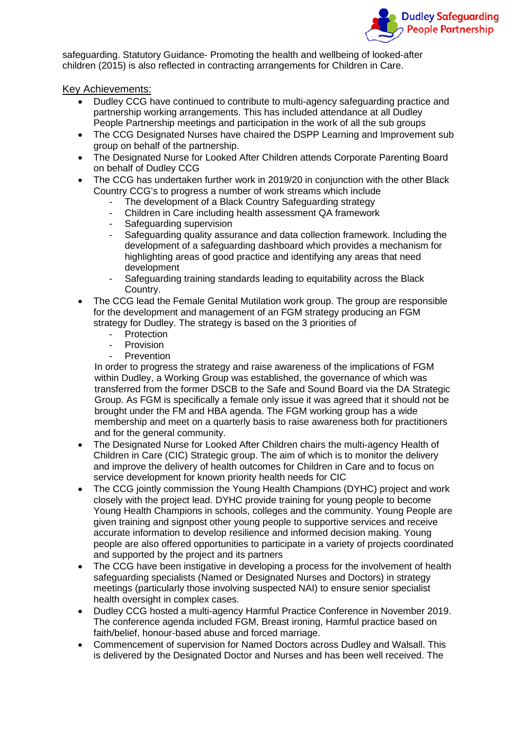safeguarding. Statutory Guidance- Promoting the health and wellbeing of looked-after children (2015) is also reflected in contracting arrangements for Children in Care.

Key Achievements:

- Dudley CCG have continued to contribute to multi-agency safeguarding practice and partnership working arrangements. This has included attendance at all Dudley People Partnership meetings and participation in the work of all the sub groups
- The CCG Designated Nurses have chaired the DSPP Learning and Improvement sub group on behalf of the partnership.
- The Designated Nurse for Looked After Children attends Corporate Parenting Board on behalf of Dudley CCG
- The CCG has undertaken further work in 2019/20 in conjunction with the other Black Country CCG's to progress a number of work streams which include
  - The development of a Black Country Safeguarding strategy
  - Children in Care including health assessment QA framework
  - Safeguarding supervision
  - Safeguarding quality assurance and data collection framework. Including the development of a safeguarding dashboard which provides a mechanism for highlighting areas of good practice and identifying any areas that need development
  - Safeguarding training standards leading to equitability across the Black Country.
- The CCG lead the Female Genital Mutilation work group. The group are responsible for the development and management of an FGM strategy producing an FGM strategy for Dudley. The strategy is based on the 3 priorities of
  - Protection
  - Provision
  - Prevention

  In order to progress the strategy and raise awareness of the implications of FGM within Dudley, a Working Group was established, the governance of which was transferred from the former DSCB to the Safe and Sound Board via the DA Strategic Group. As FGM is specifically a female only issue it was agreed that it should not be brought under the FM and HBA agenda. The FGM working group has a wide membership and meet on a quarterly basis to raise awareness both for practitioners and for the general community.
- The Designated Nurse for Looked After Children chairs the multi-agency Health of Children in Care (CIC) Strategic group. The aim of which is to monitor the delivery and improve the delivery of health outcomes for Children in Care and to focus on service development for known priority health needs for CIC
- The CCG jointly commission the Young Health Champions (DYHC) project and work closely with the project lead. DYHC provide training for young people to become Young Health Champions in schools, colleges and the community. Young People are given training and signpost other young people to supportive services and receive accurate information to develop resilience and informed decision making. Young people are also offered opportunities to participate in a variety of projects coordinated and supported by the project and its partners
- The CCG have been instigative in developing a process for the involvement of health safeguarding specialists (Named or Designated Nurses and Doctors) in strategy meetings (particularly those involving suspected NAI) to ensure senior specialist health oversight in complex cases.
- Dudley CCG hosted a multi-agency Harmful Practice Conference in November 2019. The conference agenda included FGM, Breast ironing, Harmful practice based on faith/belief, honour-based abuse and forced marriage.
- Commencement of supervision for Named Doctors across Dudley and Walsall. This is delivered by the Designated Doctor and Nurses and has been well received. The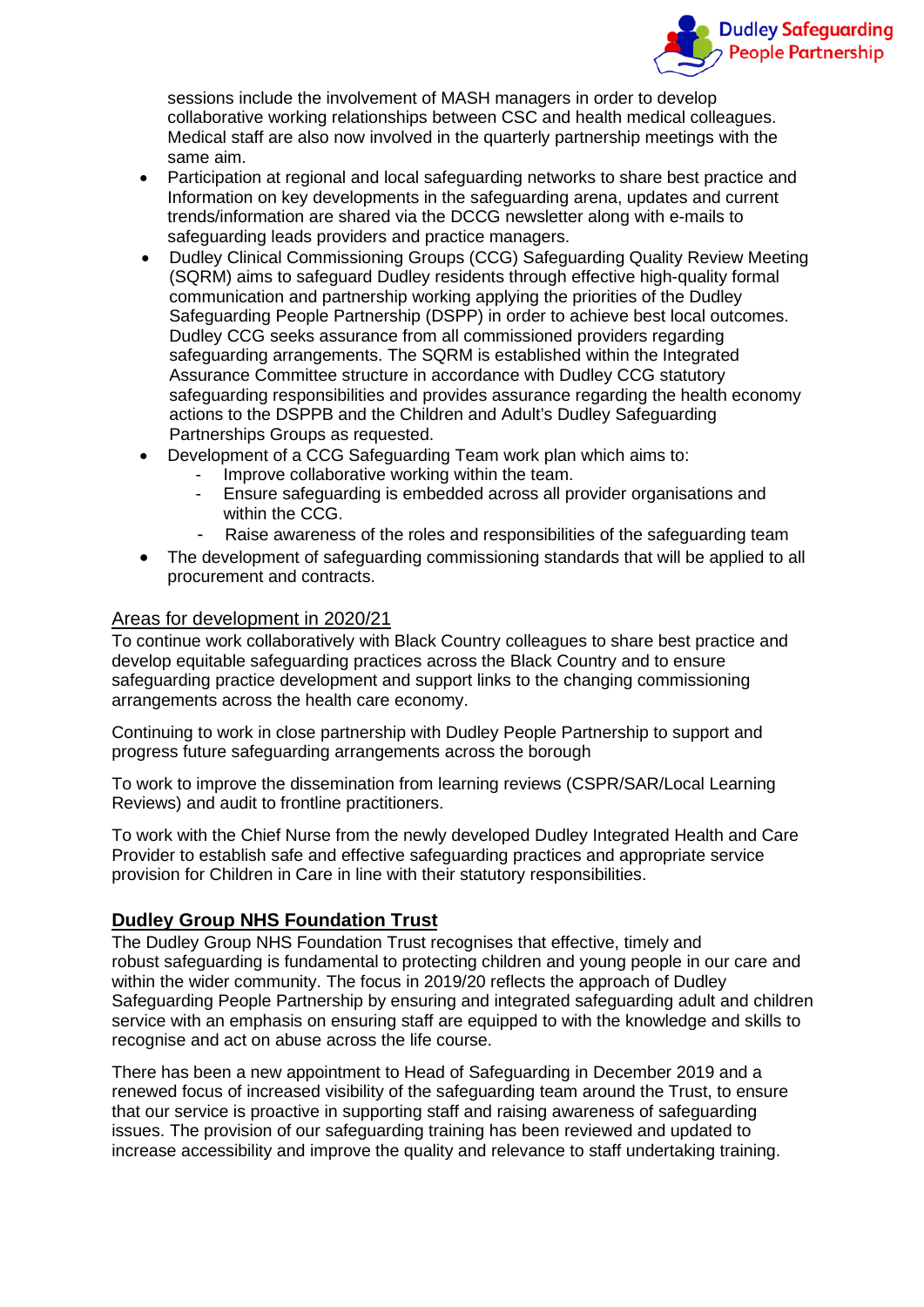sessions include the involvement of MASH managers in order to develop collaborative working relationships between CSC and health medical colleagues. Medical staff are also now involved in the quarterly partnership meetings with the same aim.

- Participation at regional and local safeguarding networks to share best practice and Information on key developments in the safeguarding arena, updates and current trends/information are shared via the DCCG newsletter along with e-mails to safeguarding leads providers and practice managers.
- Dudley Clinical Commissioning Groups (CCG) Safeguarding Quality Review Meeting (SQRM) aims to safeguard Dudley residents through effective high-quality formal communication and partnership working applying the priorities of the Dudley Safeguarding People Partnership (DSPP) in order to achieve best local outcomes. Dudley CCG seeks assurance from all commissioned providers regarding safeguarding arrangements. The SQRM is established within the Integrated Assurance Committee structure in accordance with Dudley CCG statutory safeguarding responsibilities and provides assurance regarding the health economy actions to the DSPPB and the Children and Adult's Dudley Safeguarding Partnerships Groups as requested.
- Development of a CCG Safeguarding Team work plan which aims to:
    - Improve collaborative working within the team.
    - Ensure safeguarding is embedded across all provider organisations and within the CCG.
    - Raise awareness of the roles and responsibilities of the safeguarding team
- The development of safeguarding commissioning standards that will be applied to all procurement and contracts.

Areas for development in 2020/21

To continue work collaboratively with Black Country colleagues to share best practice and develop equitable safeguarding practices across the Black Country and to ensure safeguarding practice development and support links to the changing commissioning arrangements across the health care economy.

Continuing to work in close partnership with Dudley People Partnership to support and progress future safeguarding arrangements across the borough

To work to improve the dissemination from learning reviews (CSPR/SAR/Local Learning Reviews) and audit to frontline practitioners.

To work with the Chief Nurse from the newly developed Dudley Integrated Health and Care Provider to establish safe and effective safeguarding practices and appropriate service provision for Children in Care in line with their statutory responsibilities.

## Dudley Group NHS Foundation Trust

The Dudley Group NHS Foundation Trust recognises that effective, timely and robust safeguarding is fundamental to protecting children and young people in our care and within the wider community. The focus in 2019/20 reflects the approach of Dudley Safeguarding People Partnership by ensuring and integrated safeguarding adult and children service with an emphasis on ensuring staff are equipped to with the knowledge and skills to recognise and act on abuse across the life course.

There has been a new appointment to Head of Safeguarding in December 2019 and a renewed focus of increased visibility of the safeguarding team around the Trust, to ensure that our service is proactive in supporting staff and raising awareness of safeguarding issues. The provision of our safeguarding training has been reviewed and updated to increase accessibility and improve the quality and relevance to staff undertaking training.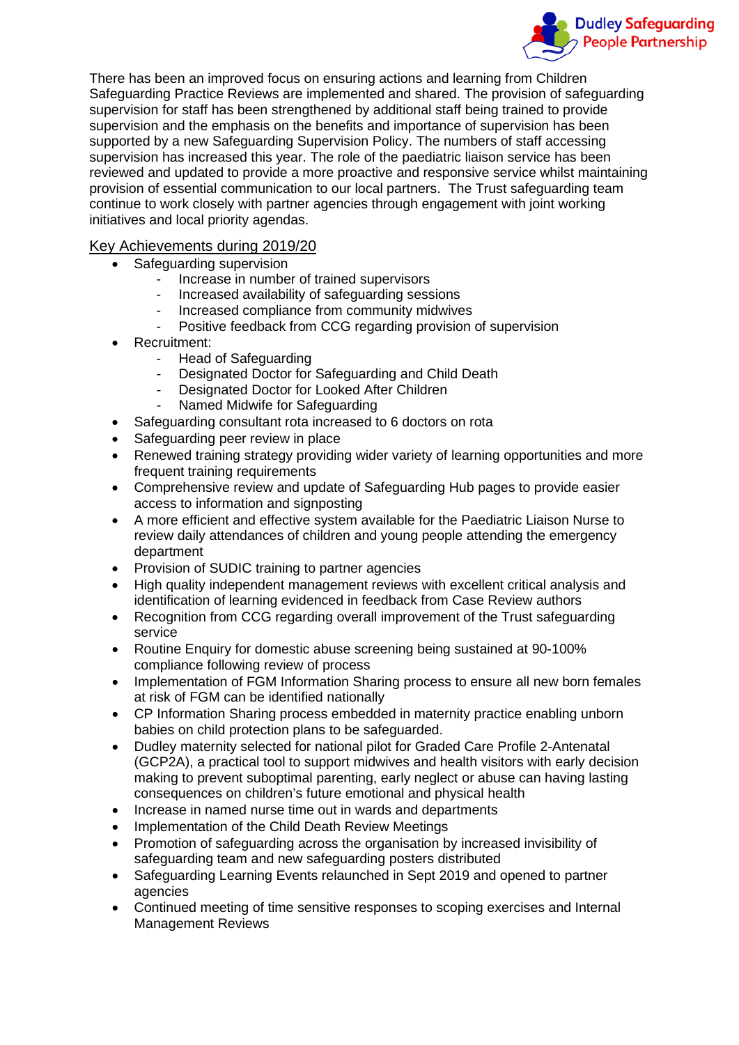There has been an improved focus on ensuring actions and learning from Children Safeguarding Practice Reviews are implemented and shared. The provision of safeguarding supervision for staff has been strengthened by additional staff being trained to provide supervision and the emphasis on the benefits and importance of supervision has been supported by a new Safeguarding Supervision Policy. The numbers of staff accessing supervision has increased this year. The role of the paediatric liaison service has been reviewed and updated to provide a more proactive and responsive service whilst maintaining provision of essential communication to our local partners. The Trust safeguarding team continue to work closely with partner agencies through engagement with joint working initiatives and local priority agendas.

## Key Achievements during 2019/20

- Safeguarding supervision
  - Increase in number of trained supervisors
  - Increased availability of safeguarding sessions
  - Increased compliance from community midwives
  - Positive feedback from CCG regarding provision of supervision
- Recruitment:
  - Head of Safeguarding
  - Designated Doctor for Safeguarding and Child Death
  - Designated Doctor for Looked After Children
  - Named Midwife for Safeguarding
- Safeguarding consultant rota increased to 6 doctors on rota
- Safeguarding peer review in place
- Renewed training strategy providing wider variety of learning opportunities and more frequent training requirements
- Comprehensive review and update of Safeguarding Hub pages to provide easier access to information and signposting
- A more efficient and effective system available for the Paediatric Liaison Nurse to review daily attendances of children and young people attending the emergency department
- Provision of SUDIC training to partner agencies
- High quality independent management reviews with excellent critical analysis and identification of learning evidenced in feedback from Case Review authors
- Recognition from CCG regarding overall improvement of the Trust safeguarding service
- Routine Enquiry for domestic abuse screening being sustained at 90-100% compliance following review of process
- Implementation of FGM Information Sharing process to ensure all new born females at risk of FGM can be identified nationally
- CP Information Sharing process embedded in maternity practice enabling unborn babies on child protection plans to be safeguarded.
- Dudley maternity selected for national pilot for Graded Care Profile 2-Antenatal (GCP2A), a practical tool to support midwives and health visitors with early decision making to prevent suboptimal parenting, early neglect or abuse can having lasting consequences on children's future emotional and physical health
- Increase in named nurse time out in wards and departments
- Implementation of the Child Death Review Meetings
- Promotion of safeguarding across the organisation by increased invisibility of safeguarding team and new safeguarding posters distributed
- Safeguarding Learning Events relaunched in Sept 2019 and opened to partner agencies
- Continued meeting of time sensitive responses to scoping exercises and Internal Management Reviews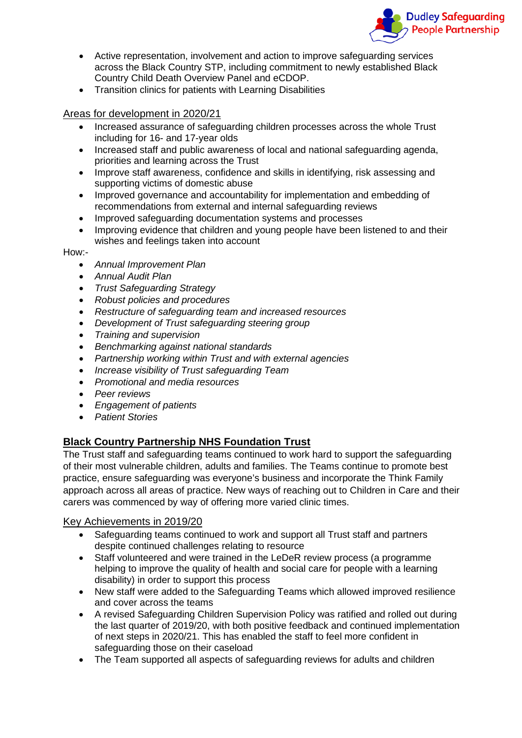- Active representation, involvement and action to improve safeguarding services across the Black Country STP, including commitment to newly established Black Country Child Death Overview Panel and eCDOP.
- Transition clinics for patients with Learning Disabilities

Areas for development in 2020/21

- Increased assurance of safeguarding children processes across the whole Trust including for 16- and 17-year olds
- Increased staff and public awareness of local and national safeguarding agenda, priorities and learning across the Trust
- Improve staff awareness, confidence and skills in identifying, risk assessing and supporting victims of domestic abuse
- Improved governance and accountability for implementation and embedding of recommendations from external and internal safeguarding reviews
- Improved safeguarding documentation systems and processes
- Improving evidence that children and young people have been listened to and their wishes and feelings taken into account

How:-

- *Annual Improvement Plan*
- *Annual Audit Plan*
- *Trust Safeguarding Strategy*
- *Robust policies and procedures*
- *Restructure of safeguarding team and increased resources*
- *Development of Trust safeguarding steering group*
- *Training and supervision*
- *Benchmarking against national standards*
- *Partnership working within Trust and with external agencies*
- *Increase visibility of Trust safeguarding Team*
- *Promotional and media resources*
- *Peer reviews*
- *Engagement of patients*
- *Patient Stories*

## Black Country Partnership NHS Foundation Trust

The Trust staff and safeguarding teams continued to work hard to support the safeguarding of their most vulnerable children, adults and families. The Teams continue to promote best practice, ensure safeguarding was everyone's business and incorporate the Think Family approach across all areas of practice. New ways of reaching out to Children in Care and their carers was commenced by way of offering more varied clinic times.

Key Achievements in 2019/20

- Safeguarding teams continued to work and support all Trust staff and partners despite continued challenges relating to resource
- Staff volunteered and were trained in the LeDeR review process (a programme helping to improve the quality of health and social care for people with a learning disability) in order to support this process
- New staff were added to the Safeguarding Teams which allowed improved resilience and cover across the teams
- A revised Safeguarding Children Supervision Policy was ratified and rolled out during the last quarter of 2019/20, with both positive feedback and continued implementation of next steps in 2020/21. This has enabled the staff to feel more confident in safeguarding those on their caseload
- The Team supported all aspects of safeguarding reviews for adults and children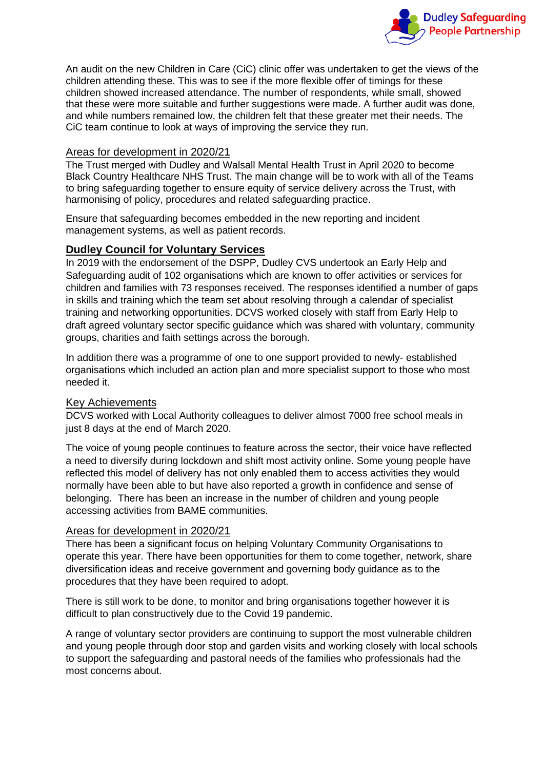An audit on the new Children in Care (CiC) clinic offer was undertaken to get the views of the children attending these. This was to see if the more flexible offer of timings for these children showed increased attendance. The number of respondents, while small, showed that these were more suitable and further suggestions were made. A further audit was done, and while numbers remained low, the children felt that these greater met their needs. The CiC team continue to look at ways of improving the service they run.

### Areas for development in 2020/21

The Trust merged with Dudley and Walsall Mental Health Trust in April 2020 to become Black Country Healthcare NHS Trust. The main change will be to work with all of the Teams to bring safeguarding together to ensure equity of service delivery across the Trust, with harmonising of policy, procedures and related safeguarding practice.

Ensure that safeguarding becomes embedded in the new reporting and incident management systems, as well as patient records.

## Dudley Council for Voluntary Services

In 2019 with the endorsement of the DSPP, Dudley CVS undertook an Early Help and Safeguarding audit of 102 organisations which are known to offer activities or services for children and families with 73 responses received. The responses identified a number of gaps in skills and training which the team set about resolving through a calendar of specialist training and networking opportunities. DCVS worked closely with staff from Early Help to draft agreed voluntary sector specific guidance which was shared with voluntary, community groups, charities and faith settings across the borough.

In addition there was a programme of one to one support provided to newly- established organisations which included an action plan and more specialist support to those who most needed it.

### Key Achievements

DCVS worked with Local Authority colleagues to deliver almost 7000 free school meals in just 8 days at the end of March 2020.

The voice of young people continues to feature across the sector, their voice have reflected a need to diversify during lockdown and shift most activity online. Some young people have reflected this model of delivery has not only enabled them to access activities they would normally have been able to but have also reported a growth in confidence and sense of belonging. There has been an increase in the number of children and young people accessing activities from BAME communities.

### Areas for development in 2020/21

There has been a significant focus on helping Voluntary Community Organisations to operate this year. There have been opportunities for them to come together, network, share diversification ideas and receive government and governing body guidance as to the procedures that they have been required to adopt.

There is still work to be done, to monitor and bring organisations together however it is difficult to plan constructively due to the Covid 19 pandemic.

A range of voluntary sector providers are continuing to support the most vulnerable children and young people through door stop and garden visits and working closely with local schools to support the safeguarding and pastoral needs of the families who professionals had the most concerns about.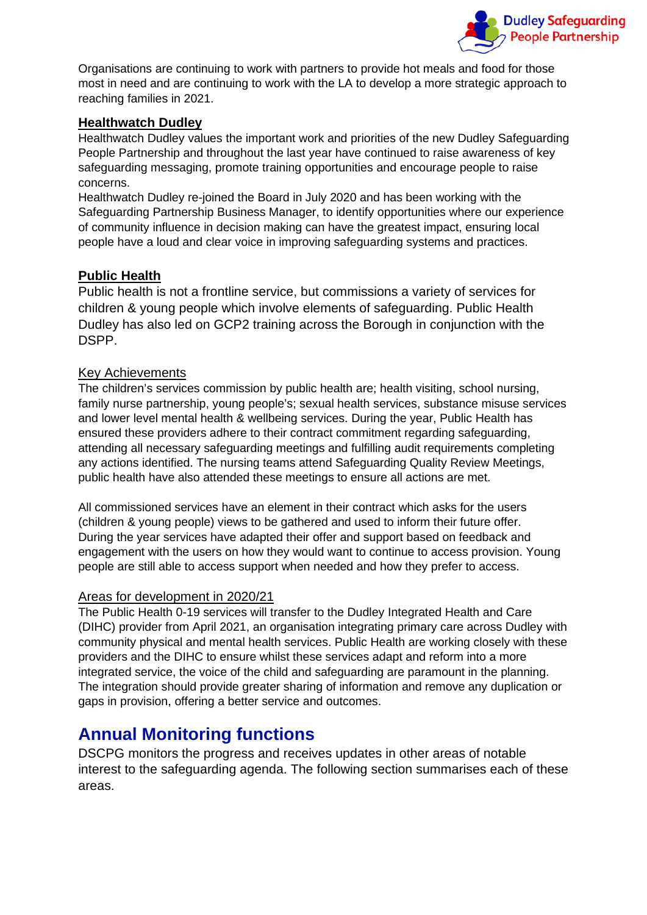Organisations are continuing to work with partners to provide hot meals and food for those most in need and are continuing to work with the LA to develop a more strategic approach to reaching families in 2021.

### Healthwatch Dudley

Healthwatch Dudley values the important work and priorities of the new Dudley Safeguarding People Partnership and throughout the last year have continued to raise awareness of key safeguarding messaging, promote training opportunities and encourage people to raise concerns.

Healthwatch Dudley re-joined the Board in July 2020 and has been working with the Safeguarding Partnership Business Manager, to identify opportunities where our experience of community influence in decision making can have the greatest impact, ensuring local people have a loud and clear voice in improving safeguarding systems and practices.

### Public Health

Public health is not a frontline service, but commissions a variety of services for children & young people which involve elements of safeguarding. Public Health Dudley has also led on GCP2 training across the Borough in conjunction with the DSPP.

#### Key Achievements

The children's services commission by public health are; health visiting, school nursing, family nurse partnership, young people's; sexual health services, substance misuse services and lower level mental health & wellbeing services. During the year, Public Health has ensured these providers adhere to their contract commitment regarding safeguarding, attending all necessary safeguarding meetings and fulfilling audit requirements completing any actions identified. The nursing teams attend Safeguarding Quality Review Meetings, public health have also attended these meetings to ensure all actions are met.

All commissioned services have an element in their contract which asks for the users (children & young people) views to be gathered and used to inform their future offer. During the year services have adapted their offer and support based on feedback and engagement with the users on how they would want to continue to access provision. Young people are still able to access support when needed and how they prefer to access.

#### Areas for development in 2020/21

The Public Health 0-19 services will transfer to the Dudley Integrated Health and Care (DIHC) provider from April 2021, an organisation integrating primary care across Dudley with community physical and mental health services. Public Health are working closely with these providers and the DIHC to ensure whilst these services adapt and reform into a more integrated service, the voice of the child and safeguarding are paramount in the planning. The integration should provide greater sharing of information and remove any duplication or gaps in provision, offering a better service and outcomes.

## Annual Monitoring functions

DSCPG monitors the progress and receives updates in other areas of notable interest to the safeguarding agenda. The following section summarises each of these areas.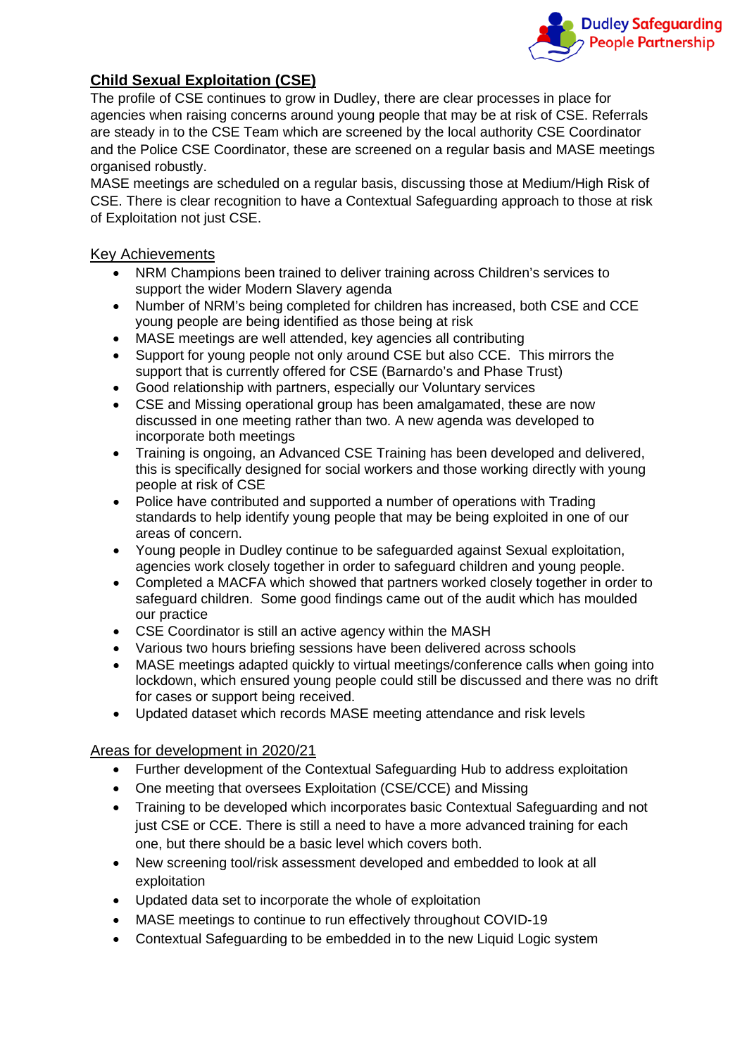## Child Sexual Exploitation (CSE)

The profile of CSE continues to grow in Dudley, there are clear processes in place for agencies when raising concerns around young people that may be at risk of CSE. Referrals are steady in to the CSE Team which are screened by the local authority CSE Coordinator and the Police CSE Coordinator, these are screened on a regular basis and MASE meetings organised robustly.

MASE meetings are scheduled on a regular basis, discussing those at Medium/High Risk of CSE. There is clear recognition to have a Contextual Safeguarding approach to those at risk of Exploitation not just CSE.

### Key Achievements

- NRM Champions been trained to deliver training across Children's services to support the wider Modern Slavery agenda
- Number of NRM's being completed for children has increased, both CSE and CCE young people are being identified as those being at risk
- MASE meetings are well attended, key agencies all contributing
- Support for young people not only around CSE but also CCE. This mirrors the support that is currently offered for CSE (Barnardo's and Phase Trust)
- Good relationship with partners, especially our Voluntary services
- CSE and Missing operational group has been amalgamated, these are now discussed in one meeting rather than two. A new agenda was developed to incorporate both meetings
- Training is ongoing, an Advanced CSE Training has been developed and delivered, this is specifically designed for social workers and those working directly with young people at risk of CSE
- Police have contributed and supported a number of operations with Trading standards to help identify young people that may be being exploited in one of our areas of concern.
- Young people in Dudley continue to be safeguarded against Sexual exploitation, agencies work closely together in order to safeguard children and young people.
- Completed a MACFA which showed that partners worked closely together in order to safeguard children. Some good findings came out of the audit which has moulded our practice
- CSE Coordinator is still an active agency within the MASH
- Various two hours briefing sessions have been delivered across schools
- MASE meetings adapted quickly to virtual meetings/conference calls when going into lockdown, which ensured young people could still be discussed and there was no drift for cases or support being received.
- Updated dataset which records MASE meeting attendance and risk levels

### Areas for development in 2020/21

- Further development of the Contextual Safeguarding Hub to address exploitation
- One meeting that oversees Exploitation (CSE/CCE) and Missing
- Training to be developed which incorporates basic Contextual Safeguarding and not just CSE or CCE. There is still a need to have a more advanced training for each one, but there should be a basic level which covers both.
- New screening tool/risk assessment developed and embedded to look at all exploitation
- Updated data set to incorporate the whole of exploitation
- MASE meetings to continue to run effectively throughout COVID-19
- Contextual Safeguarding to be embedded in to the new Liquid Logic system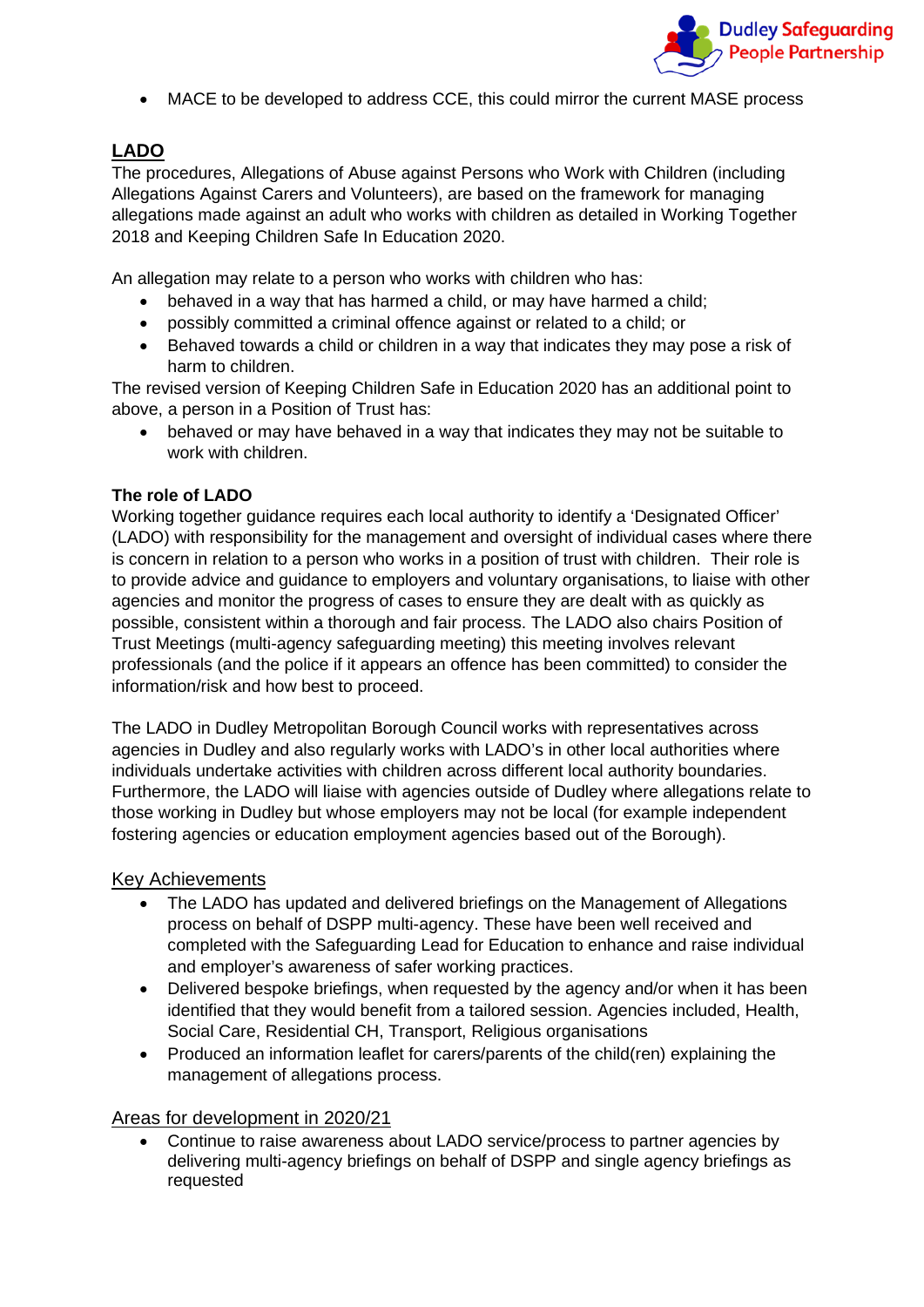- MACE to be developed to address CCE, this could mirror the current MASE process

## LADO

The procedures, Allegations of Abuse against Persons who Work with Children (including Allegations Against Carers and Volunteers), are based on the framework for managing allegations made against an adult who works with children as detailed in Working Together 2018 and Keeping Children Safe In Education 2020.

An allegation may relate to a person who works with children who has:

- behaved in a way that has harmed a child, or may have harmed a child;
- possibly committed a criminal offence against or related to a child; or
- Behaved towards a child or children in a way that indicates they may pose a risk of harm to children.

The revised version of Keeping Children Safe in Education 2020 has an additional point to above, a person in a Position of Trust has:

- behaved or may have behaved in a way that indicates they may not be suitable to work with children.

### The role of LADO

Working together guidance requires each local authority to identify a 'Designated Officer' (LADO) with responsibility for the management and oversight of individual cases where there is concern in relation to a person who works in a position of trust with children. Their role is to provide advice and guidance to employers and voluntary organisations, to liaise with other agencies and monitor the progress of cases to ensure they are dealt with as quickly as possible, consistent within a thorough and fair process. The LADO also chairs Position of Trust Meetings (multi-agency safeguarding meeting) this meeting involves relevant professionals (and the police if it appears an offence has been committed) to consider the information/risk and how best to proceed.

The LADO in Dudley Metropolitan Borough Council works with representatives across agencies in Dudley and also regularly works with LADO's in other local authorities where individuals undertake activities with children across different local authority boundaries. Furthermore, the LADO will liaise with agencies outside of Dudley where allegations relate to those working in Dudley but whose employers may not be local (for example independent fostering agencies or education employment agencies based out of the Borough).

### Key Achievements

- The LADO has updated and delivered briefings on the Management of Allegations process on behalf of DSPP multi-agency. These have been well received and completed with the Safeguarding Lead for Education to enhance and raise individual and employer's awareness of safer working practices.
- Delivered bespoke briefings, when requested by the agency and/or when it has been identified that they would benefit from a tailored session. Agencies included, Health, Social Care, Residential CH, Transport, Religious organisations
- Produced an information leaflet for carers/parents of the child(ren) explaining the management of allegations process.

### Areas for development in 2020/21

- Continue to raise awareness about LADO service/process to partner agencies by delivering multi-agency briefings on behalf of DSPP and single agency briefings as requested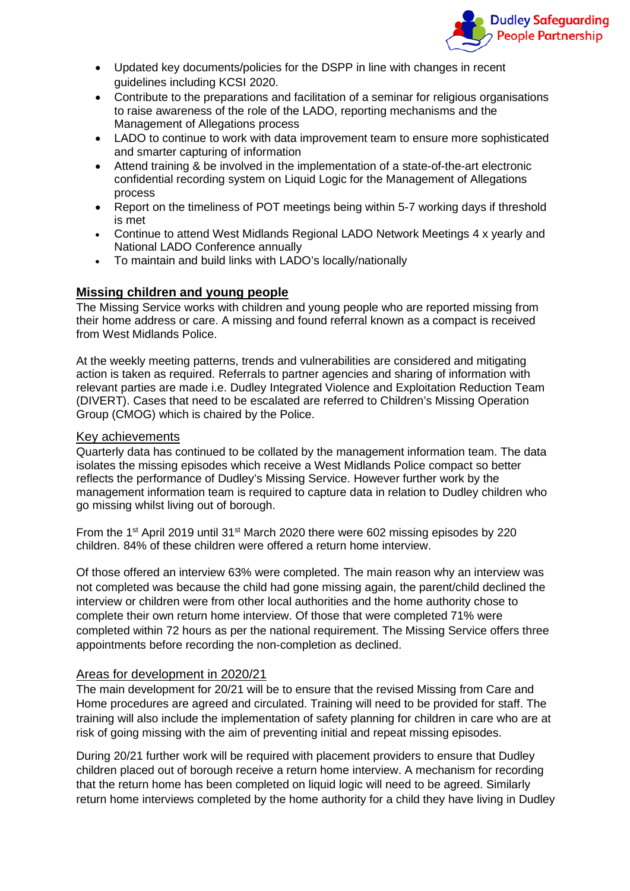- Updated key documents/policies for the DSPP in line with changes in recent guidelines including KCSI 2020.
- Contribute to the preparations and facilitation of a seminar for religious organisations to raise awareness of the role of the LADO, reporting mechanisms and the Management of Allegations process
- LADO to continue to work with data improvement team to ensure more sophisticated and smarter capturing of information
- Attend training & be involved in the implementation of a state-of-the-art electronic confidential recording system on Liquid Logic for the Management of Allegations process
- Report on the timeliness of POT meetings being within 5-7 working days if threshold is met
- Continue to attend West Midlands Regional LADO Network Meetings 4 x yearly and National LADO Conference annually
- To maintain and build links with LADO's locally/nationally

## Missing children and young people

The Missing Service works with children and young people who are reported missing from their home address or care. A missing and found referral known as a compact is received from West Midlands Police.

At the weekly meeting patterns, trends and vulnerabilities are considered and mitigating action is taken as required. Referrals to partner agencies and sharing of information with relevant parties are made i.e. Dudley Integrated Violence and Exploitation Reduction Team (DIVERT). Cases that need to be escalated are referred to Children's Missing Operation Group (CMOG) which is chaired by the Police.

### Key achievements

Quarterly data has continued to be collated by the management information team. The data isolates the missing episodes which receive a West Midlands Police compact so better reflects the performance of Dudley's Missing Service. However further work by the management information team is required to capture data in relation to Dudley children who go missing whilst living out of borough.

From the 1st April 2019 until 31st March 2020 there were 602 missing episodes by 220 children. 84% of these children were offered a return home interview.

Of those offered an interview 63% were completed. The main reason why an interview was not completed was because the child had gone missing again, the parent/child declined the interview or children were from other local authorities and the home authority chose to complete their own return home interview. Of those that were completed 71% were completed within 72 hours as per the national requirement. The Missing Service offers three appointments before recording the non-completion as declined.

### Areas for development in 2020/21

The main development for 20/21 will be to ensure that the revised Missing from Care and Home procedures are agreed and circulated. Training will need to be provided for staff. The training will also include the implementation of safety planning for children in care who are at risk of going missing with the aim of preventing initial and repeat missing episodes.

During 20/21 further work will be required with placement providers to ensure that Dudley children placed out of borough receive a return home interview. A mechanism for recording that the return home has been completed on liquid logic will need to be agreed. Similarly return home interviews completed by the home authority for a child they have living in Dudley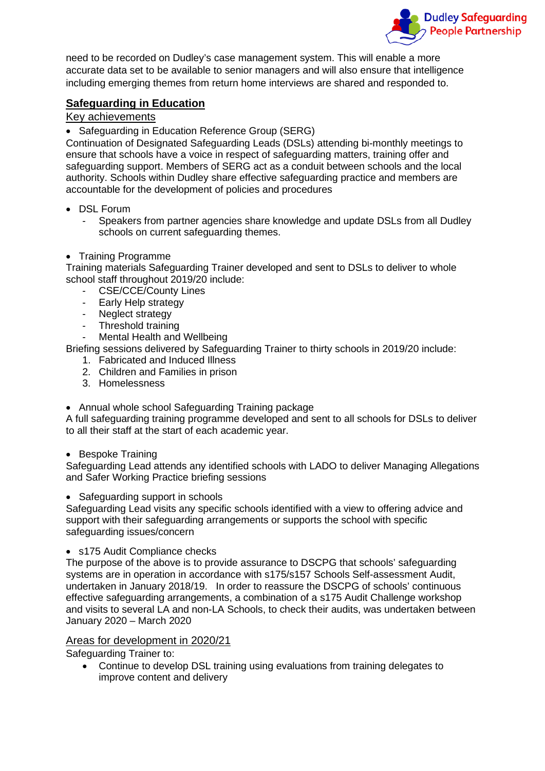need to be recorded on Dudley's case management system. This will enable a more accurate data set to be available to senior managers and will also ensure that intelligence including emerging themes from return home interviews are shared and responded to.

## Safeguarding in Education

### Key achievements

- Safeguarding in Education Reference Group (SERG)

Continuation of Designated Safeguarding Leads (DSLs) attending bi-monthly meetings to ensure that schools have a voice in respect of safeguarding matters, training offer and safeguarding support. Members of SERG act as a conduit between schools and the local authority. Schools within Dudley share effective safeguarding practice and members are accountable for the development of policies and procedures

- DSL Forum
  - Speakers from partner agencies share knowledge and update DSLs from all Dudley schools on current safeguarding themes.

- Training Programme

Training materials Safeguarding Trainer developed and sent to DSLs to deliver to whole school staff throughout 2019/20 include:

- CSE/CCE/County Lines
- Early Help strategy
- Neglect strategy
- Threshold training
- Mental Health and Wellbeing

Briefing sessions delivered by Safeguarding Trainer to thirty schools in 2019/20 include:

1. Fabricated and Induced Illness
2. Children and Families in prison
3. Homelessness

- Annual whole school Safeguarding Training package

A full safeguarding training programme developed and sent to all schools for DSLs to deliver to all their staff at the start of each academic year.

- Bespoke Training

Safeguarding Lead attends any identified schools with LADO to deliver Managing Allegations and Safer Working Practice briefing sessions

- Safeguarding support in schools

Safeguarding Lead visits any specific schools identified with a view to offering advice and support with their safeguarding arrangements or supports the school with specific safeguarding issues/concern

- s175 Audit Compliance checks

The purpose of the above is to provide assurance to DSCPG that schools' safeguarding systems are in operation in accordance with s175/s157 Schools Self-assessment Audit, undertaken in January 2018/19. In order to reassure the DSCPG of schools' continuous effective safeguarding arrangements, a combination of a s175 Audit Challenge workshop and visits to several LA and non-LA Schools, to check their audits, was undertaken between January 2020 – March 2020

### Areas for development in 2020/21

Safeguarding Trainer to:

- Continue to develop DSL training using evaluations from training delegates to improve content and delivery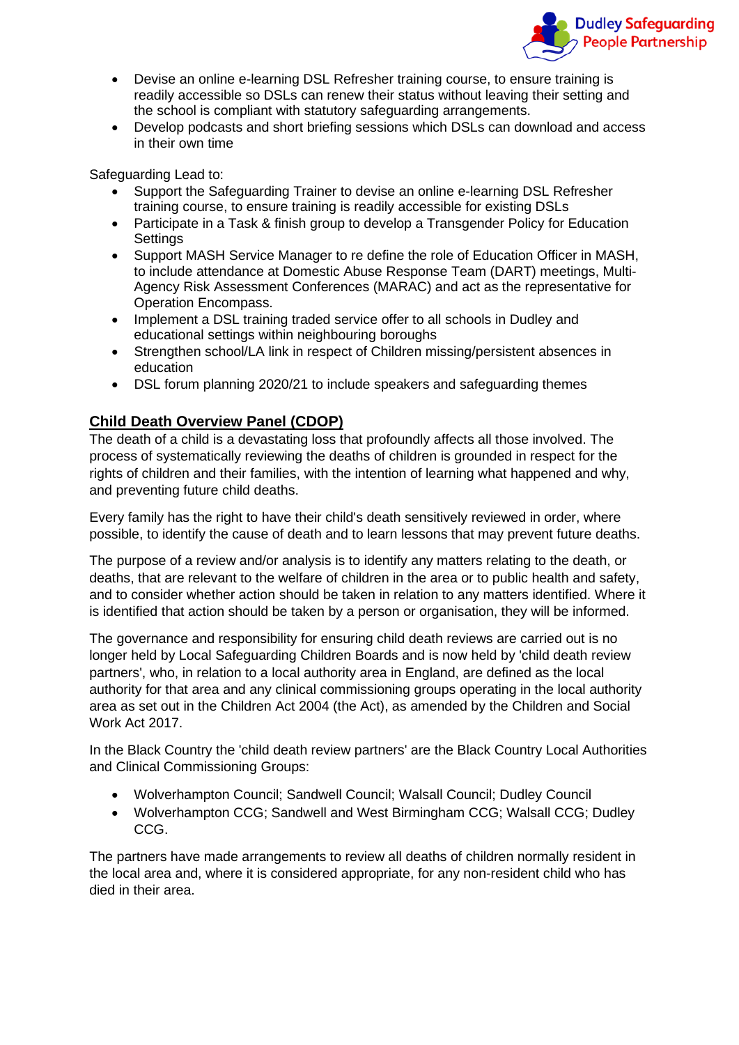- Devise an online e-learning DSL Refresher training course, to ensure training is readily accessible so DSLs can renew their status without leaving their setting and the school is compliant with statutory safeguarding arrangements.
- Develop podcasts and short briefing sessions which DSLs can download and access in their own time

Safeguarding Lead to:

- Support the Safeguarding Trainer to devise an online e-learning DSL Refresher training course, to ensure training is readily accessible for existing DSLs
- Participate in a Task & finish group to develop a Transgender Policy for Education Settings
- Support MASH Service Manager to re define the role of Education Officer in MASH, to include attendance at Domestic Abuse Response Team (DART) meetings, Multi-Agency Risk Assessment Conferences (MARAC) and act as the representative for Operation Encompass.
- Implement a DSL training traded service offer to all schools in Dudley and educational settings within neighbouring boroughs
- Strengthen school/LA link in respect of Children missing/persistent absences in education
- DSL forum planning 2020/21 to include speakers and safeguarding themes

## Child Death Overview Panel (CDOP)

The death of a child is a devastating loss that profoundly affects all those involved. The process of systematically reviewing the deaths of children is grounded in respect for the rights of children and their families, with the intention of learning what happened and why, and preventing future child deaths.

Every family has the right to have their child's death sensitively reviewed in order, where possible, to identify the cause of death and to learn lessons that may prevent future deaths.

The purpose of a review and/or analysis is to identify any matters relating to the death, or deaths, that are relevant to the welfare of children in the area or to public health and safety, and to consider whether action should be taken in relation to any matters identified. Where it is identified that action should be taken by a person or organisation, they will be informed.

The governance and responsibility for ensuring child death reviews are carried out is no longer held by Local Safeguarding Children Boards and is now held by 'child death review partners', who, in relation to a local authority area in England, are defined as the local authority for that area and any clinical commissioning groups operating in the local authority area as set out in the Children Act 2004 (the Act), as amended by the Children and Social Work Act 2017.

In the Black Country the 'child death review partners' are the Black Country Local Authorities and Clinical Commissioning Groups:

- Wolverhampton Council; Sandwell Council; Walsall Council; Dudley Council
- Wolverhampton CCG; Sandwell and West Birmingham CCG; Walsall CCG; Dudley CCG.

The partners have made arrangements to review all deaths of children normally resident in the local area and, where it is considered appropriate, for any non-resident child who has died in their area.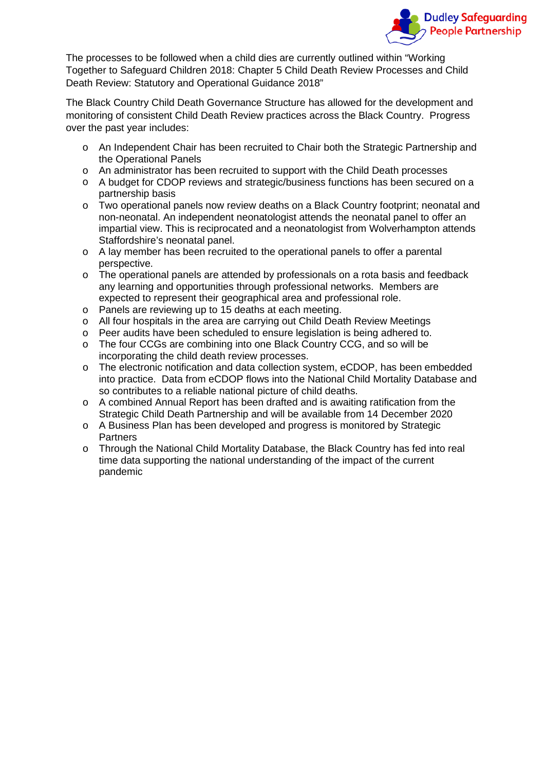The processes to be followed when a child dies are currently outlined within "Working Together to Safeguard Children 2018: Chapter 5 Child Death Review Processes and Child Death Review: Statutory and Operational Guidance 2018"

The Black Country Child Death Governance Structure has allowed for the development and monitoring of consistent Child Death Review practices across the Black Country. Progress over the past year includes:

- An Independent Chair has been recruited to Chair both the Strategic Partnership and the Operational Panels
- An administrator has been recruited to support with the Child Death processes
- A budget for CDOP reviews and strategic/business functions has been secured on a partnership basis
- Two operational panels now review deaths on a Black Country footprint; neonatal and non-neonatal. An independent neonatologist attends the neonatal panel to offer an impartial view. This is reciprocated and a neonatologist from Wolverhampton attends Staffordshire's neonatal panel.
- A lay member has been recruited to the operational panels to offer a parental perspective.
- The operational panels are attended by professionals on a rota basis and feedback any learning and opportunities through professional networks. Members are expected to represent their geographical area and professional role.
- Panels are reviewing up to 15 deaths at each meeting.
- All four hospitals in the area are carrying out Child Death Review Meetings
- Peer audits have been scheduled to ensure legislation is being adhered to.
- The four CCGs are combining into one Black Country CCG, and so will be incorporating the child death review processes.
- The electronic notification and data collection system, eCDOP, has been embedded into practice. Data from eCDOP flows into the National Child Mortality Database and so contributes to a reliable national picture of child deaths.
- A combined Annual Report has been drafted and is awaiting ratification from the Strategic Child Death Partnership and will be available from 14 December 2020
- A Business Plan has been developed and progress is monitored by Strategic Partners
- Through the National Child Mortality Database, the Black Country has fed into real time data supporting the national understanding of the impact of the current pandemic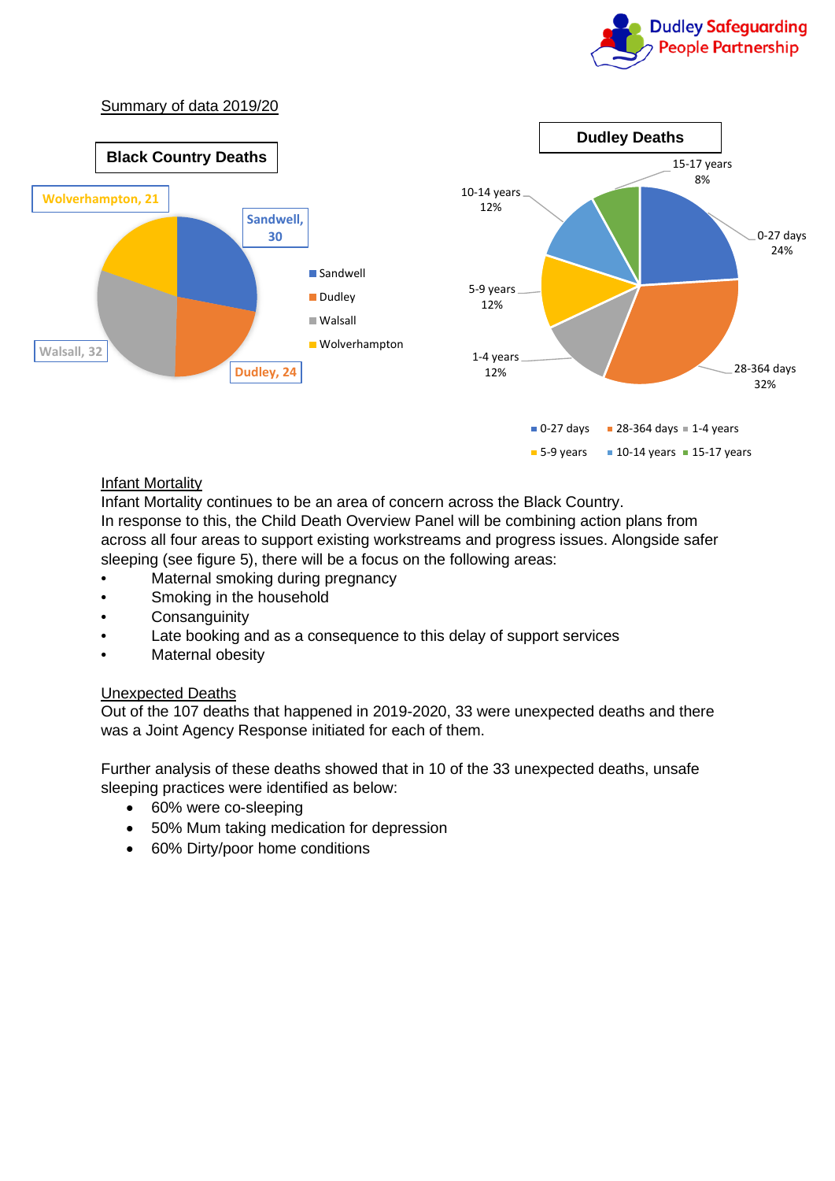Summary of data 2019/20

**Black Country Deaths**

Wolverhampton, 21
Sandwell, 30
Walsall, 32
Dudley, 24

- Sandwell
- Dudley
- Walsall
- Wolverhampton

**Dudley Deaths**

15-17 years 8%
10-14 years 12%
0-27 days 24%
5-9 years 12%
1-4 years 12%
28-364 days 32%

- 0-27 days
- 28-364 days
- 1-4 years
- 5-9 years
- 10-14 years
- 15-17 years

Infant Mortality

Infant Mortality continues to be an area of concern across the Black Country.
In response to this, the Child Death Overview Panel will be combining action plans from across all four areas to support existing workstreams and progress issues. Alongside safer sleeping (see figure 5), there will be a focus on the following areas:

- Maternal smoking during pregnancy
- Smoking in the household
- Consanguinity
- Late booking and as a consequence to this delay of support services
- Maternal obesity

Unexpected Deaths

Out of the 107 deaths that happened in 2019-2020, 33 were unexpected deaths and there was a Joint Agency Response initiated for each of them.

Further analysis of these deaths showed that in 10 of the 33 unexpected deaths, unsafe sleeping practices were identified as below:

- 60% were co-sleeping
- 50% Mum taking medication for depression
- 60% Dirty/poor home conditions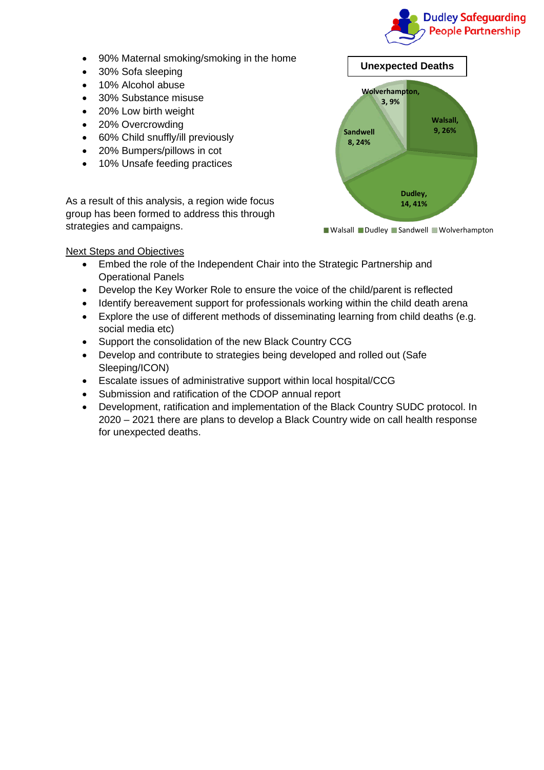- 90% Maternal smoking/smoking in the home
- 30% Sofa sleeping
- 10% Alcohol abuse
- 30% Substance misuse
- 20% Low birth weight
- 20% Overcrowding
- 60% Child snuffly/ill previously
- 20% Bumpers/pillows in cot
- 10% Unsafe feeding practices

As a result of this analysis, a region wide focus group has been formed to address this through strategies and campaigns.

**Unexpected Deaths**

| Area | Number | Percentage |
|---|---|---|
| Walsall | 9 | 26% |
| Dudley | 14 | 41% |
| Sandwell | 8 | 24% |
| Wolverhampton | 3 | 9% |

Next Steps and Objectives

- Embed the role of the Independent Chair into the Strategic Partnership and Operational Panels
- Develop the Key Worker Role to ensure the voice of the child/parent is reflected
- Identify bereavement support for professionals working within the child death arena
- Explore the use of different methods of disseminating learning from child deaths (e.g. social media etc)
- Support the consolidation of the new Black Country CCG
- Develop and contribute to strategies being developed and rolled out (Safe Sleeping/ICON)
- Escalate issues of administrative support within local hospital/CCG
- Submission and ratification of the CDOP annual report
- Development, ratification and implementation of the Black Country SUDC protocol. In 2020 – 2021 there are plans to develop a Black Country wide on call health response for unexpected deaths.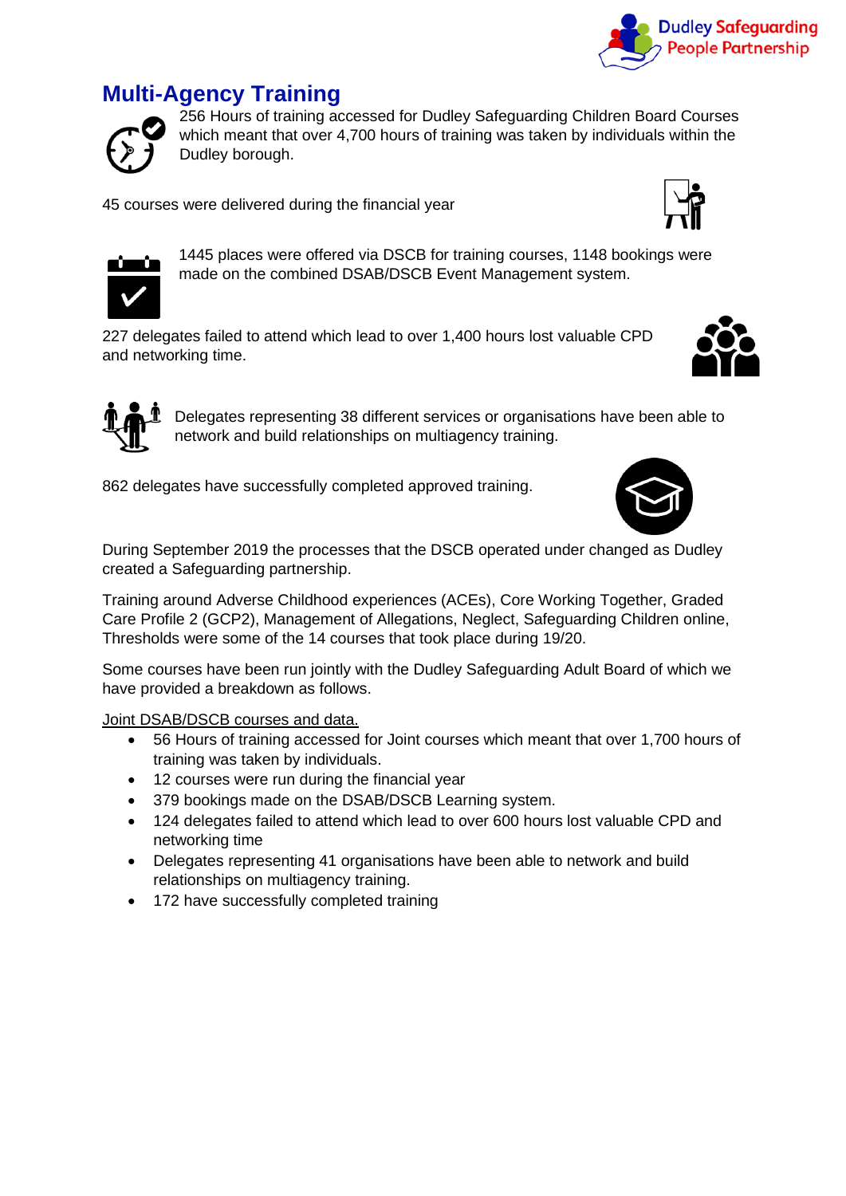## Multi-Agency Training

256 Hours of training accessed for Dudley Safeguarding Children Board Courses which meant that over 4,700 hours of training was taken by individuals within the Dudley borough.

45 courses were delivered during the financial year

1445 places were offered via DSCB for training courses, 1148 bookings were made on the combined DSAB/DSCB Event Management system.

227 delegates failed to attend which lead to over 1,400 hours lost valuable CPD and networking time.

Delegates representing 38 different services or organisations have been able to network and build relationships on multiagency training.

862 delegates have successfully completed approved training.

During September 2019 the processes that the DSCB operated under changed as Dudley created a Safeguarding partnership.

Training around Adverse Childhood experiences (ACEs), Core Working Together, Graded Care Profile 2 (GCP2), Management of Allegations, Neglect, Safeguarding Children online, Thresholds were some of the 14 courses that took place during 19/20.

Some courses have been run jointly with the Dudley Safeguarding Adult Board of which we have provided a breakdown as follows.

Joint DSAB/DSCB courses and data.

- 56 Hours of training accessed for Joint courses which meant that over 1,700 hours of training was taken by individuals.
- 12 courses were run during the financial year
- 379 bookings made on the DSAB/DSCB Learning system.
- 124 delegates failed to attend which lead to over 600 hours lost valuable CPD and networking time
- Delegates representing 41 organisations have been able to network and build relationships on multiagency training.
- 172 have successfully completed training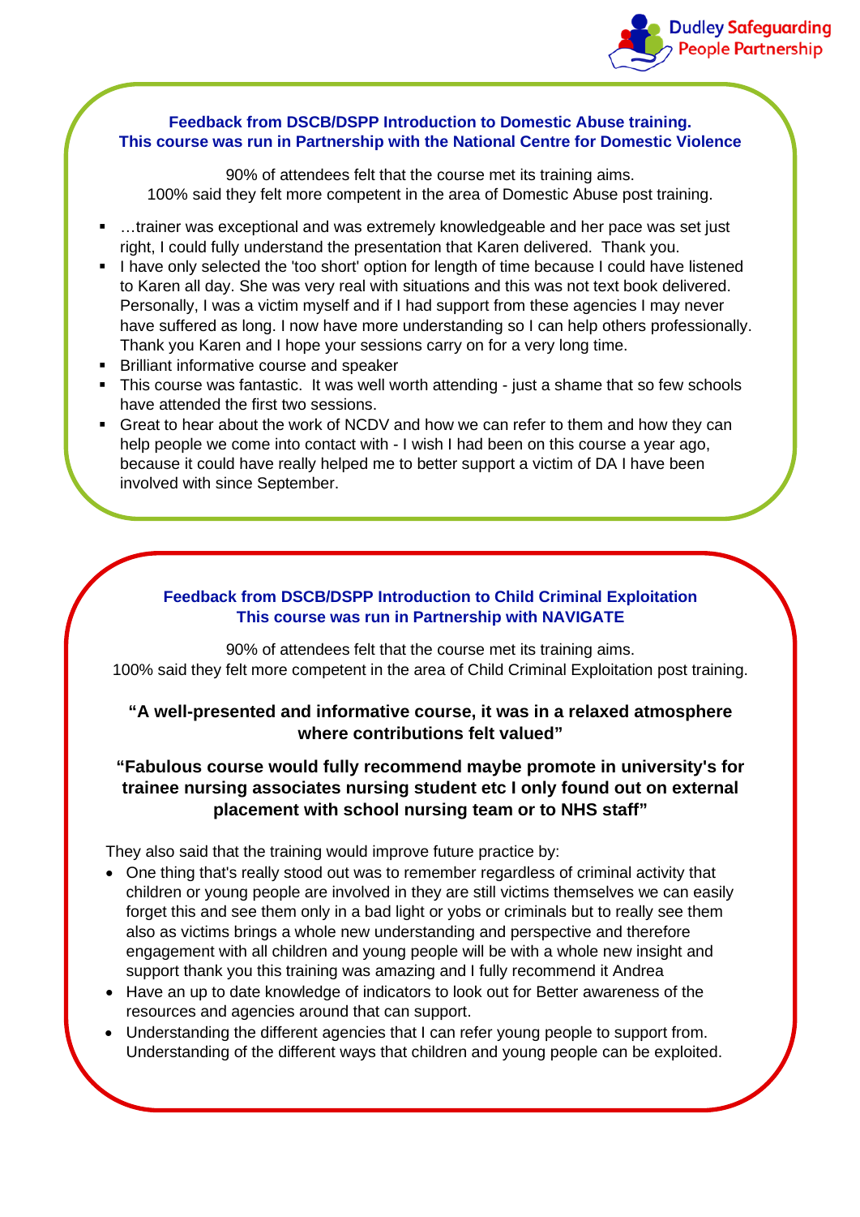## Feedback from DSCB/DSPP Introduction to Domestic Abuse training.
## This course was run in Partnership with the National Centre for Domestic Violence

90% of attendees felt that the course met its training aims.
100% said they felt more competent in the area of Domestic Abuse post training.

- …trainer was exceptional and was extremely knowledgeable and her pace was set just right, I could fully understand the presentation that Karen delivered. Thank you.
- I have only selected the 'too short' option for length of time because I could have listened to Karen all day. She was very real with situations and this was not text book delivered. Personally, I was a victim myself and if I had support from these agencies I may never have suffered as long. I now have more understanding so I can help others professionally. Thank you Karen and I hope your sessions carry on for a very long time.
- Brilliant informative course and speaker
- This course was fantastic. It was well worth attending - just a shame that so few schools have attended the first two sessions.
- Great to hear about the work of NCDV and how we can refer to them and how they can help people we come into contact with - I wish I had been on this course a year ago, because it could have really helped me to better support a victim of DA I have been involved with since September.

## Feedback from DSCB/DSPP Introduction to Child Criminal Exploitation
## This course was run in Partnership with NAVIGATE

90% of attendees felt that the course met its training aims.
100% said they felt more competent in the area of Child Criminal Exploitation post training.

**"A well-presented and informative course, it was in a relaxed atmosphere where contributions felt valued"**

**"Fabulous course would fully recommend maybe promote in university's for trainee nursing associates nursing student etc I only found out on external placement with school nursing team or to NHS staff"**

They also said that the training would improve future practice by:

- One thing that's really stood out was to remember regardless of criminal activity that children or young people are involved in they are still victims themselves we can easily forget this and see them only in a bad light or yobs or criminals but to really see them also as victims brings a whole new understanding and perspective and therefore engagement with all children and young people will be with a whole new insight and support thank you this training was amazing and I fully recommend it Andrea
- Have an up to date knowledge of indicators to look out for Better awareness of the resources and agencies around that can support.
- Understanding the different agencies that I can refer young people to support from. Understanding of the different ways that children and young people can be exploited.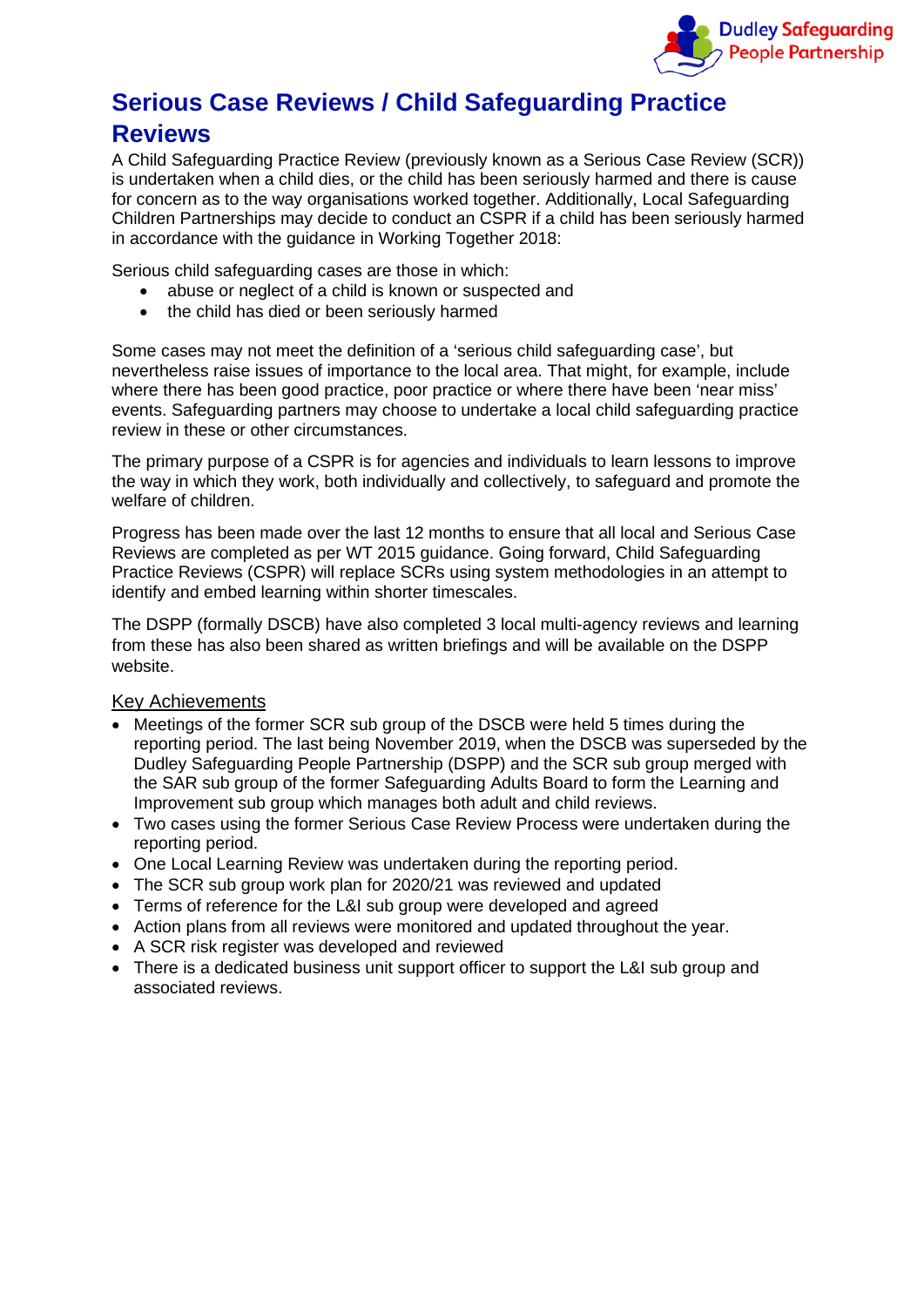# Serious Case Reviews / Child Safeguarding Practice Reviews

A Child Safeguarding Practice Review (previously known as a Serious Case Review (SCR)) is undertaken when a child dies, or the child has been seriously harmed and there is cause for concern as to the way organisations worked together. Additionally, Local Safeguarding Children Partnerships may decide to conduct an CSPR if a child has been seriously harmed in accordance with the guidance in Working Together 2018:

Serious child safeguarding cases are those in which:

- abuse or neglect of a child is known or suspected and
- the child has died or been seriously harmed

Some cases may not meet the definition of a 'serious child safeguarding case', but nevertheless raise issues of importance to the local area. That might, for example, include where there has been good practice, poor practice or where there have been 'near miss' events. Safeguarding partners may choose to undertake a local child safeguarding practice review in these or other circumstances.

The primary purpose of a CSPR is for agencies and individuals to learn lessons to improve the way in which they work, both individually and collectively, to safeguard and promote the welfare of children.

Progress has been made over the last 12 months to ensure that all local and Serious Case Reviews are completed as per WT 2015 guidance. Going forward, Child Safeguarding Practice Reviews (CSPR) will replace SCRs using system methodologies in an attempt to identify and embed learning within shorter timescales.

The DSPP (formally DSCB) have also completed 3 local multi-agency reviews and learning from these has also been shared as written briefings and will be available on the DSPP website.

## Key Achievements

- Meetings of the former SCR sub group of the DSCB were held 5 times during the reporting period. The last being November 2019, when the DSCB was superseded by the Dudley Safeguarding People Partnership (DSPP) and the SCR sub group merged with the SAR sub group of the former Safeguarding Adults Board to form the Learning and Improvement sub group which manages both adult and child reviews.
- Two cases using the former Serious Case Review Process were undertaken during the reporting period.
- One Local Learning Review was undertaken during the reporting period.
- The SCR sub group work plan for 2020/21 was reviewed and updated
- Terms of reference for the L&I sub group were developed and agreed
- Action plans from all reviews were monitored and updated throughout the year.
- A SCR risk register was developed and reviewed
- There is a dedicated business unit support officer to support the L&I sub group and associated reviews.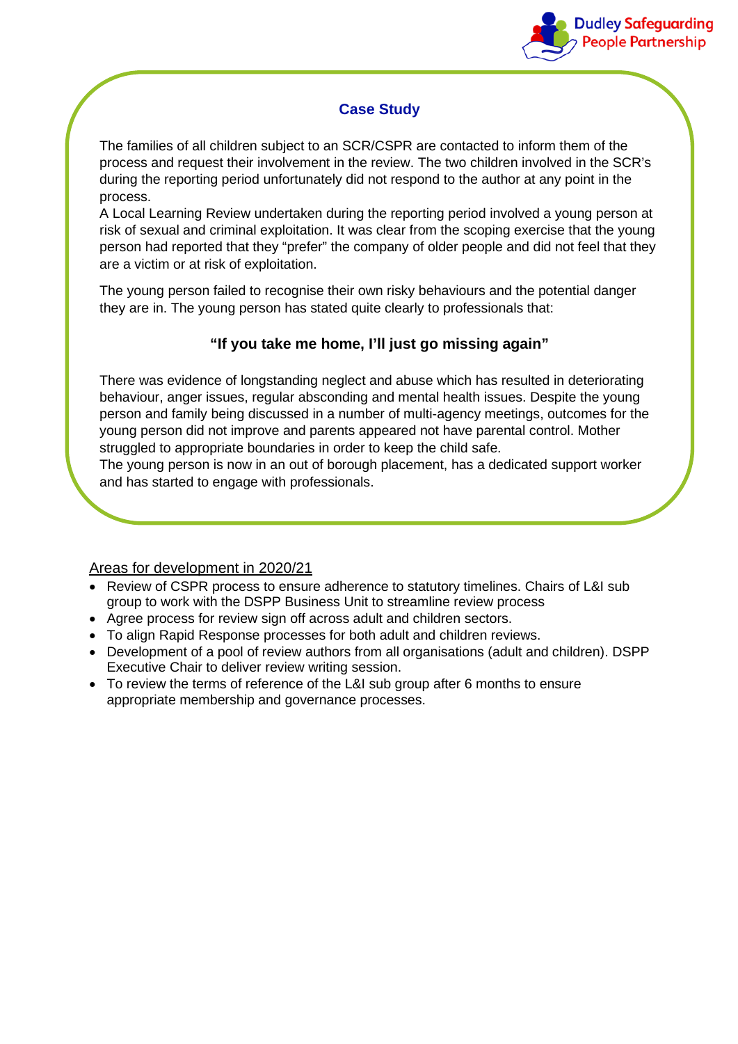## Case Study

The families of all children subject to an SCR/CSPR are contacted to inform them of the process and request their involvement in the review. The two children involved in the SCR's during the reporting period unfortunately did not respond to the author at any point in the process.

A Local Learning Review undertaken during the reporting period involved a young person at risk of sexual and criminal exploitation. It was clear from the scoping exercise that the young person had reported that they "prefer" the company of older people and did not feel that they are a victim or at risk of exploitation.

The young person failed to recognise their own risky behaviours and the potential danger they are in. The young person has stated quite clearly to professionals that:

**"If you take me home, I'll just go missing again"**

There was evidence of longstanding neglect and abuse which has resulted in deteriorating behaviour, anger issues, regular absconding and mental health issues. Despite the young person and family being discussed in a number of multi-agency meetings, outcomes for the young person did not improve and parents appeared not have parental control. Mother struggled to appropriate boundaries in order to keep the child safe.

The young person is now in an out of borough placement, has a dedicated support worker and has started to engage with professionals.

<u>Areas for development in 2020/21</u>

- Review of CSPR process to ensure adherence to statutory timelines. Chairs of L&I sub group to work with the DSPP Business Unit to streamline review process
- Agree process for review sign off across adult and children sectors.
- To align Rapid Response processes for both adult and children reviews.
- Development of a pool of review authors from all organisations (adult and children). DSPP Executive Chair to deliver review writing session.
- To review the terms of reference of the L&I sub group after 6 months to ensure appropriate membership and governance processes.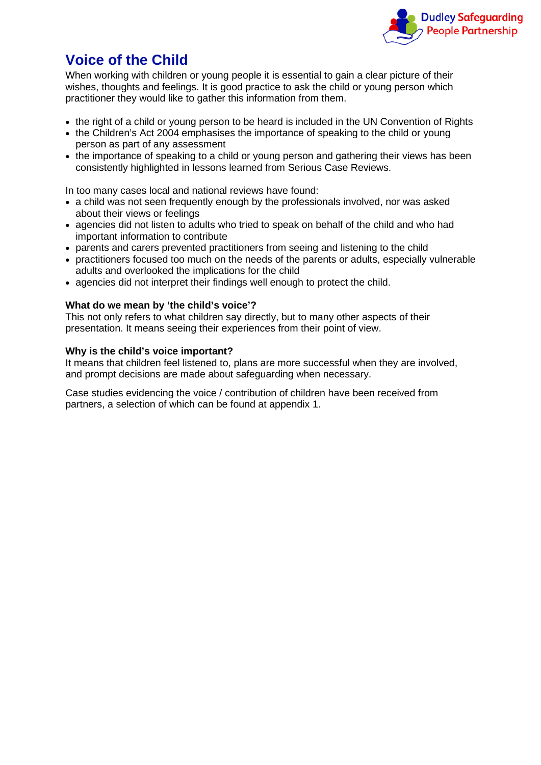# Voice of the Child

When working with children or young people it is essential to gain a clear picture of their wishes, thoughts and feelings. It is good practice to ask the child or young person which practitioner they would like to gather this information from them.

- the right of a child or young person to be heard is included in the UN Convention of Rights
- the Children's Act 2004 emphasises the importance of speaking to the child or young person as part of any assessment
- the importance of speaking to a child or young person and gathering their views has been consistently highlighted in lessons learned from Serious Case Reviews.

In too many cases local and national reviews have found:

- a child was not seen frequently enough by the professionals involved, nor was asked about their views or feelings
- agencies did not listen to adults who tried to speak on behalf of the child and who had important information to contribute
- parents and carers prevented practitioners from seeing and listening to the child
- practitioners focused too much on the needs of the parents or adults, especially vulnerable adults and overlooked the implications for the child
- agencies did not interpret their findings well enough to protect the child.

**What do we mean by 'the child's voice'?**

This not only refers to what children say directly, but to many other aspects of their presentation. It means seeing their experiences from their point of view.

**Why is the child's voice important?**

It means that children feel listened to, plans are more successful when they are involved, and prompt decisions are made about safeguarding when necessary.

Case studies evidencing the voice / contribution of children have been received from partners, a selection of which can be found at appendix 1.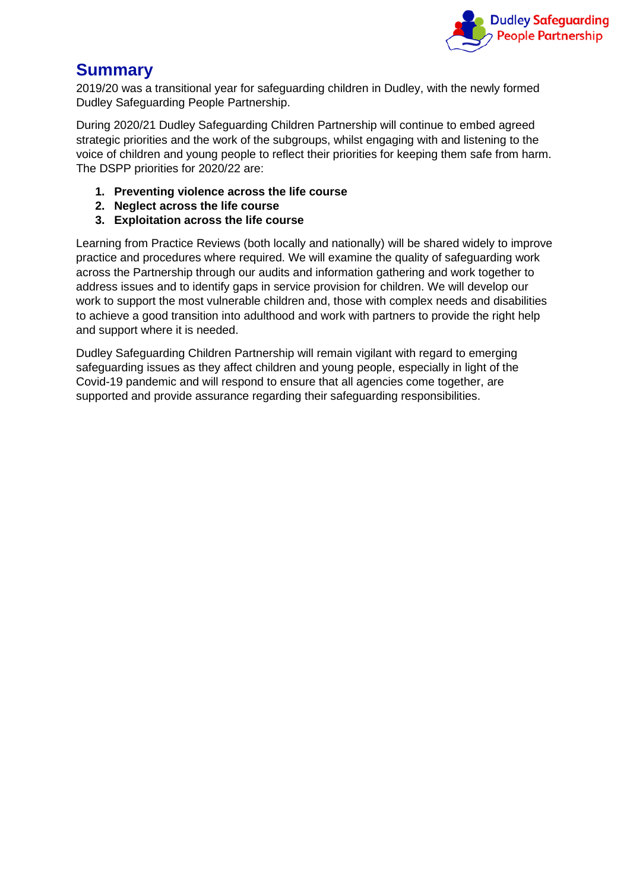## Summary

2019/20 was a transitional year for safeguarding children in Dudley, with the newly formed Dudley Safeguarding People Partnership.

During 2020/21 Dudley Safeguarding Children Partnership will continue to embed agreed strategic priorities and the work of the subgroups, whilst engaging with and listening to the voice of children and young people to reflect their priorities for keeping them safe from harm. The DSPP priorities for 2020/22 are:

1. **Preventing violence across the life course**
2. **Neglect across the life course**
3. **Exploitation across the life course**

Learning from Practice Reviews (both locally and nationally) will be shared widely to improve practice and procedures where required. We will examine the quality of safeguarding work across the Partnership through our audits and information gathering and work together to address issues and to identify gaps in service provision for children. We will develop our work to support the most vulnerable children and, those with complex needs and disabilities to achieve a good transition into adulthood and work with partners to provide the right help and support where it is needed.

Dudley Safeguarding Children Partnership will remain vigilant with regard to emerging safeguarding issues as they affect children and young people, especially in light of the Covid-19 pandemic and will respond to ensure that all agencies come together, are supported and provide assurance regarding their safeguarding responsibilities.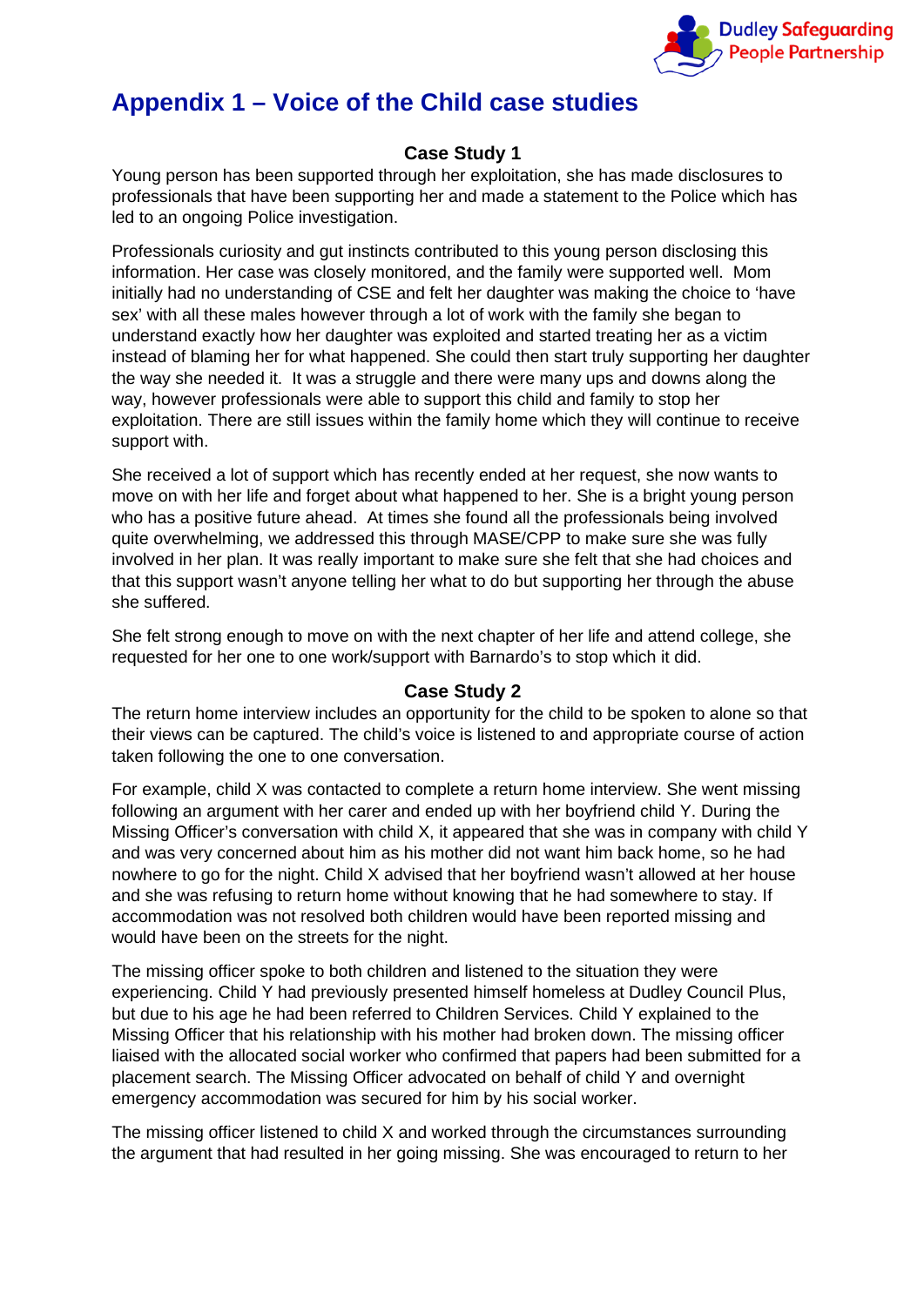# Appendix 1 – Voice of the Child case studies

### Case Study 1

Young person has been supported through her exploitation, she has made disclosures to professionals that have been supporting her and made a statement to the Police which has led to an ongoing Police investigation.

Professionals curiosity and gut instincts contributed to this young person disclosing this information. Her case was closely monitored, and the family were supported well. Mom initially had no understanding of CSE and felt her daughter was making the choice to 'have sex' with all these males however through a lot of work with the family she began to understand exactly how her daughter was exploited and started treating her as a victim instead of blaming her for what happened. She could then start truly supporting her daughter the way she needed it. It was a struggle and there were many ups and downs along the way, however professionals were able to support this child and family to stop her exploitation. There are still issues within the family home which they will continue to receive support with.

She received a lot of support which has recently ended at her request, she now wants to move on with her life and forget about what happened to her. She is a bright young person who has a positive future ahead. At times she found all the professionals being involved quite overwhelming, we addressed this through MASE/CPP to make sure she was fully involved in her plan. It was really important to make sure she felt that she had choices and that this support wasn't anyone telling her what to do but supporting her through the abuse she suffered.

She felt strong enough to move on with the next chapter of her life and attend college, she requested for her one to one work/support with Barnardo's to stop which it did.

### Case Study 2

The return home interview includes an opportunity for the child to be spoken to alone so that their views can be captured. The child's voice is listened to and appropriate course of action taken following the one to one conversation.

For example, child X was contacted to complete a return home interview. She went missing following an argument with her carer and ended up with her boyfriend child Y. During the Missing Officer's conversation with child X, it appeared that she was in company with child Y and was very concerned about him as his mother did not want him back home, so he had nowhere to go for the night. Child X advised that her boyfriend wasn't allowed at her house and she was refusing to return home without knowing that he had somewhere to stay. If accommodation was not resolved both children would have been reported missing and would have been on the streets for the night.

The missing officer spoke to both children and listened to the situation they were experiencing. Child Y had previously presented himself homeless at Dudley Council Plus, but due to his age he had been referred to Children Services. Child Y explained to the Missing Officer that his relationship with his mother had broken down. The missing officer liaised with the allocated social worker who confirmed that papers had been submitted for a placement search. The Missing Officer advocated on behalf of child Y and overnight emergency accommodation was secured for him by his social worker.

The missing officer listened to child X and worked through the circumstances surrounding the argument that had resulted in her going missing. She was encouraged to return to her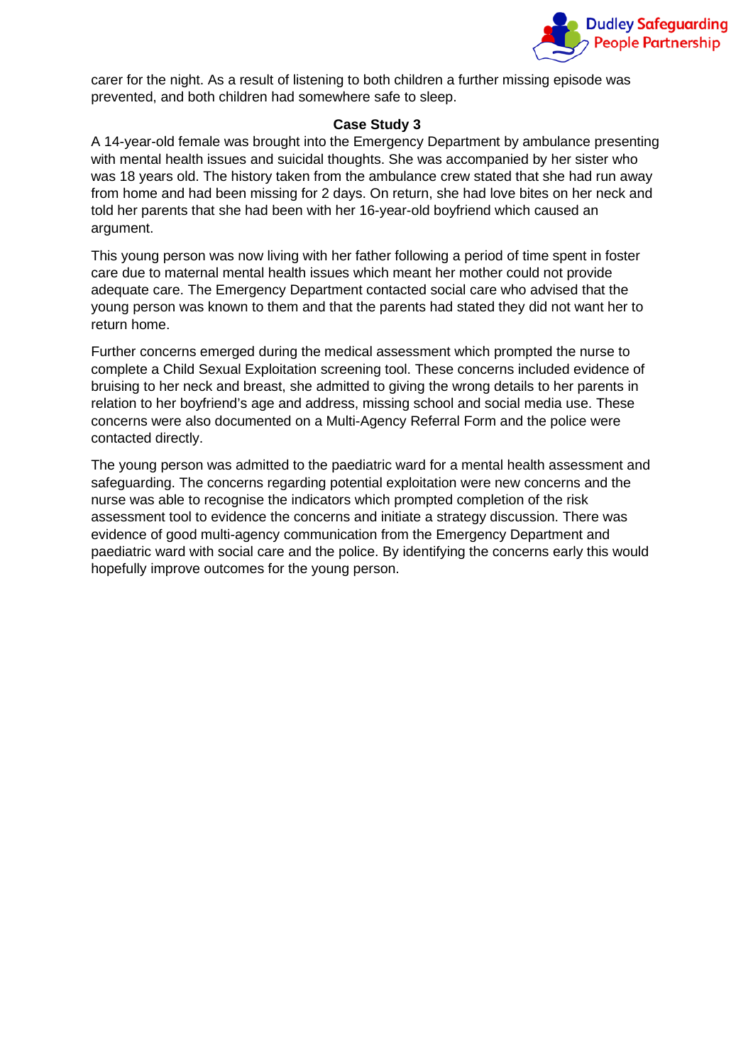carer for the night. As a result of listening to both children a further missing episode was prevented, and both children had somewhere safe to sleep.

### Case Study 3

A 14-year-old female was brought into the Emergency Department by ambulance presenting with mental health issues and suicidal thoughts. She was accompanied by her sister who was 18 years old. The history taken from the ambulance crew stated that she had run away from home and had been missing for 2 days. On return, she had love bites on her neck and told her parents that she had been with her 16-year-old boyfriend which caused an argument.

This young person was now living with her father following a period of time spent in foster care due to maternal mental health issues which meant her mother could not provide adequate care. The Emergency Department contacted social care who advised that the young person was known to them and that the parents had stated they did not want her to return home.

Further concerns emerged during the medical assessment which prompted the nurse to complete a Child Sexual Exploitation screening tool. These concerns included evidence of bruising to her neck and breast, she admitted to giving the wrong details to her parents in relation to her boyfriend's age and address, missing school and social media use. These concerns were also documented on a Multi-Agency Referral Form and the police were contacted directly.

The young person was admitted to the paediatric ward for a mental health assessment and safeguarding. The concerns regarding potential exploitation were new concerns and the nurse was able to recognise the indicators which prompted completion of the risk assessment tool to evidence the concerns and initiate a strategy discussion. There was evidence of good multi-agency communication from the Emergency Department and paediatric ward with social care and the police. By identifying the concerns early this would hopefully improve outcomes for the young person.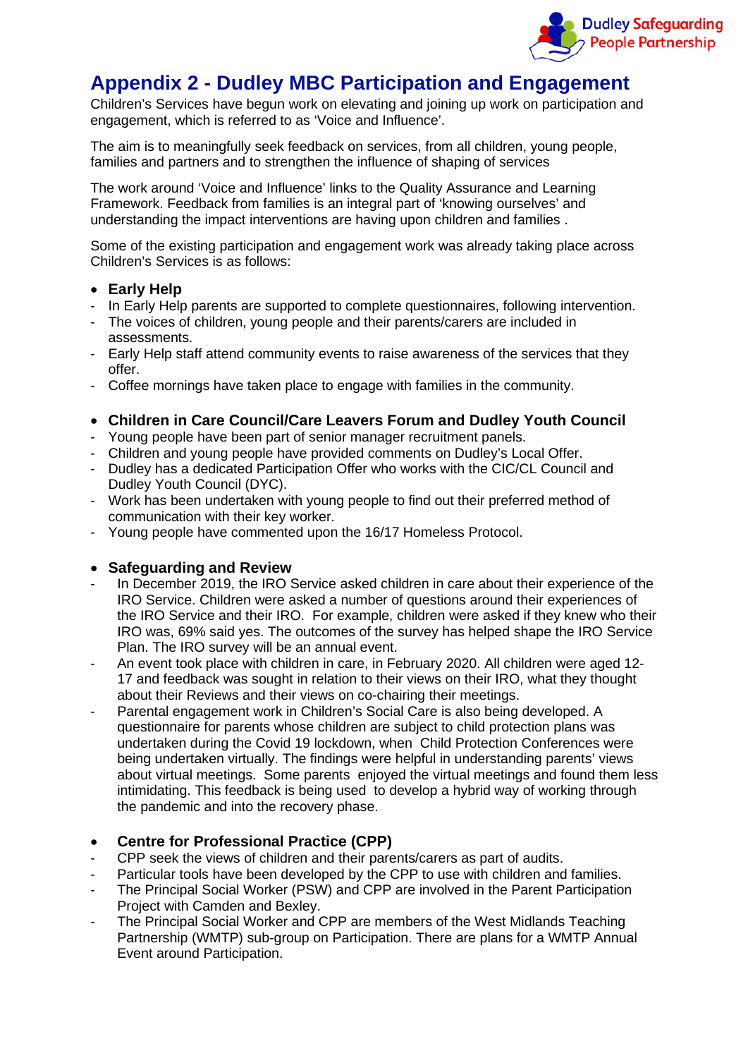# Appendix 2 - Dudley MBC Participation and Engagement

Children's Services have begun work on elevating and joining up work on participation and engagement, which is referred to as 'Voice and Influence'.

The aim is to meaningfully seek feedback on services, from all children, young people, families and partners and to strengthen the influence of shaping of services

The work around 'Voice and Influence' links to the Quality Assurance and Learning Framework. Feedback from families is an integral part of 'knowing ourselves' and understanding the impact interventions are having upon children and families .

Some of the existing participation and engagement work was already taking place across Children's Services is as follows:

- **Early Help**
  - In Early Help parents are supported to complete questionnaires, following intervention.
  - The voices of children, young people and their parents/carers are included in assessments.
  - Early Help staff attend community events to raise awareness of the services that they offer.
  - Coffee mornings have taken place to engage with families in the community.

- **Children in Care Council/Care Leavers Forum and Dudley Youth Council**
  - Young people have been part of senior manager recruitment panels.
  - Children and young people have provided comments on Dudley's Local Offer.
  - Dudley has a dedicated Participation Offer who works with the CIC/CL Council and Dudley Youth Council (DYC).
  - Work has been undertaken with young people to find out their preferred method of communication with their key worker.
  - Young people have commented upon the 16/17 Homeless Protocol.

- **Safeguarding and Review**
  - In December 2019, the IRO Service asked children in care about their experience of the IRO Service. Children were asked a number of questions around their experiences of the IRO Service and their IRO. For example, children were asked if they knew who their IRO was, 69% said yes. The outcomes of the survey has helped shape the IRO Service Plan. The IRO survey will be an annual event.
  - An event took place with children in care, in February 2020. All children were aged 12-17 and feedback was sought in relation to their views on their IRO, what they thought about their Reviews and their views on co-chairing their meetings.
  - Parental engagement work in Children's Social Care is also being developed. A questionnaire for parents whose children are subject to child protection plans was undertaken during the Covid 19 lockdown, when Child Protection Conferences were being undertaken virtually. The findings were helpful in understanding parents' views about virtual meetings. Some parents enjoyed the virtual meetings and found them less intimidating. This feedback is being used to develop a hybrid way of working through the pandemic and into the recovery phase.

- **Centre for Professional Practice (CPP)**
  - CPP seek the views of children and their parents/carers as part of audits.
  - Particular tools have been developed by the CPP to use with children and families.
  - The Principal Social Worker (PSW) and CPP are involved in the Parent Participation Project with Camden and Bexley.
  - The Principal Social Worker and CPP are members of the West Midlands Teaching Partnership (WMTP) sub-group on Participation. There are plans for a WMTP Annual Event around Participation.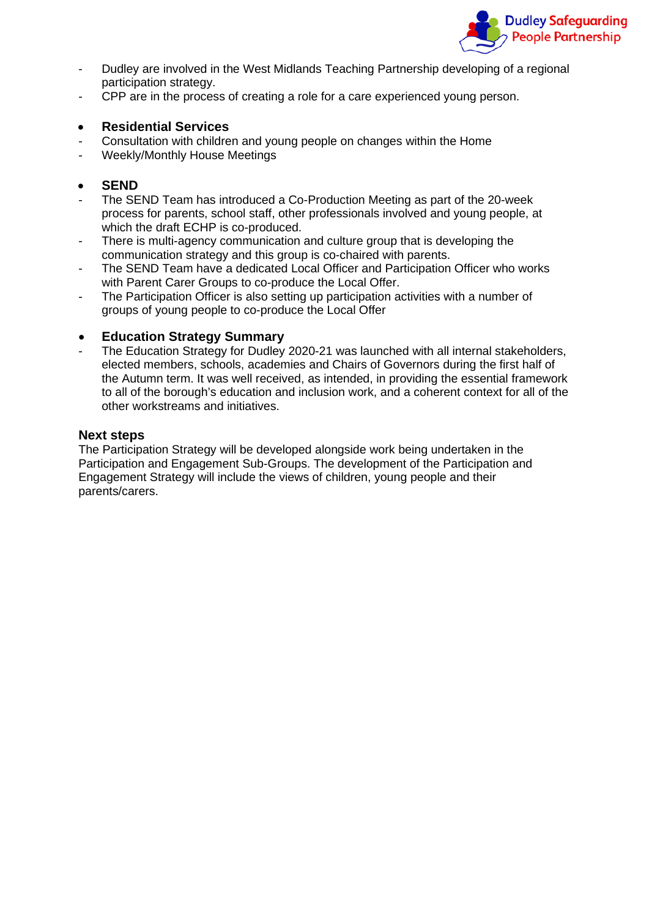- Dudley are involved in the West Midlands Teaching Partnership developing of a regional participation strategy.
- CPP are in the process of creating a role for a care experienced young person.

- **Residential Services**
  - Consultation with children and young people on changes within the Home
  - Weekly/Monthly House Meetings

- **SEND**
  - The SEND Team has introduced a Co-Production Meeting as part of the 20-week process for parents, school staff, other professionals involved and young people, at which the draft ECHP is co-produced.
  - There is multi-agency communication and culture group that is developing the communication strategy and this group is co-chaired with parents.
  - The SEND Team have a dedicated Local Officer and Participation Officer who works with Parent Carer Groups to co-produce the Local Offer.
  - The Participation Officer is also setting up participation activities with a number of groups of young people to co-produce the Local Offer

- **Education Strategy Summary**
  - The Education Strategy for Dudley 2020-21 was launched with all internal stakeholders, elected members, schools, academies and Chairs of Governors during the first half of the Autumn term. It was well received, as intended, in providing the essential framework to all of the borough's education and inclusion work, and a coherent context for all of the other workstreams and initiatives.

**Next steps**

The Participation Strategy will be developed alongside work being undertaken in the Participation and Engagement Sub-Groups. The development of the Participation and Engagement Strategy will include the views of children, young people and their parents/carers.